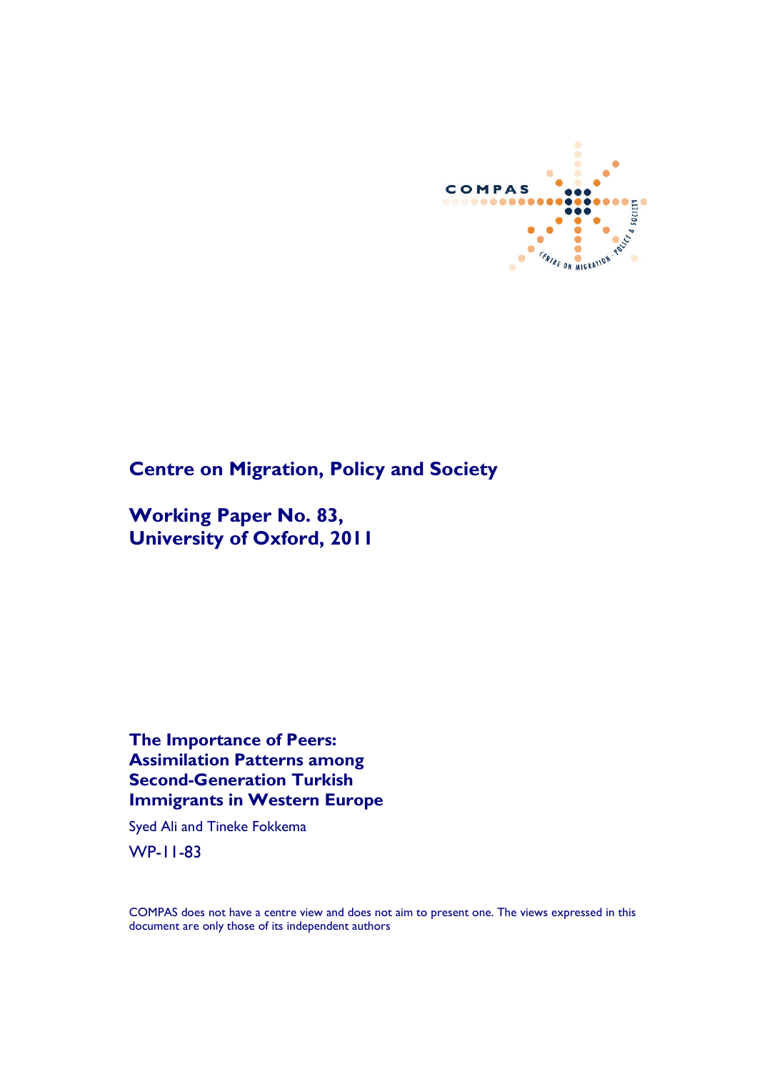COMPAS

CENTRE ON MIGRATION, POLICY & SOCIETY

**Centre on Migration, Policy and Society**

**Working Paper No. 83, University of Oxford, 2011**

**The Importance of Peers: Assimilation Patterns among Second-Generation Turkish Immigrants in Western Europe**

Syed Ali and Tineke Fokkema

WP-11-83

COMPAS does not have a centre view and does not aim to present one. The views expressed in this document are only those of its independent authors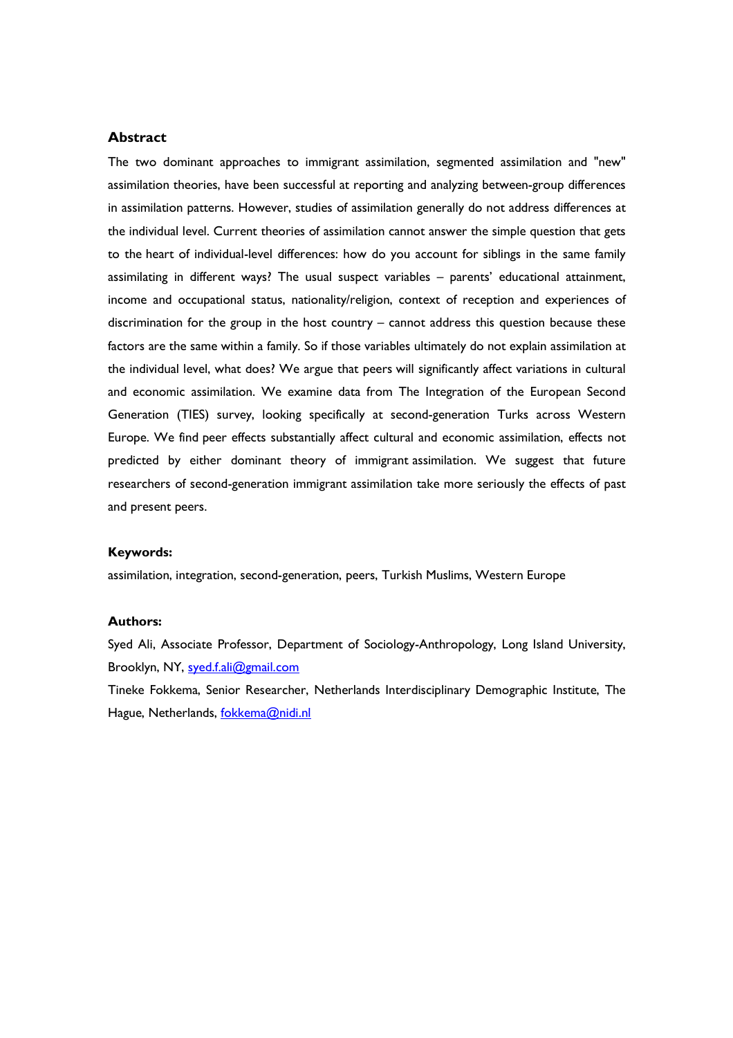## Abstract

The two dominant approaches to immigrant assimilation, segmented assimilation and "new" assimilation theories, have been successful at reporting and analyzing between-group differences in assimilation patterns. However, studies of assimilation generally do not address differences at the individual level. Current theories of assimilation cannot answer the simple question that gets to the heart of individual-level differences: how do you account for siblings in the same family assimilating in different ways? The usual suspect variables – parents' educational attainment, income and occupational status, nationality/religion, context of reception and experiences of discrimination for the group in the host country – cannot address this question because these factors are the same within a family. So if those variables ultimately do not explain assimilation at the individual level, what does? We argue that peers will significantly affect variations in cultural and economic assimilation. We examine data from The Integration of the European Second Generation (TIES) survey, looking specifically at second-generation Turks across Western Europe. We find peer effects substantially affect cultural and economic assimilation, effects not predicted by either dominant theory of immigrant assimilation. We suggest that future researchers of second-generation immigrant assimilation take more seriously the effects of past and present peers.

### Keywords:

assimilation, integration, second-generation, peers, Turkish Muslims, Western Europe

### Authors:

Syed Ali, Associate Professor, Department of Sociology-Anthropology, Long Island University, Brooklyn, NY, syed.f.ali@gmail.com

Tineke Fokkema, Senior Researcher, Netherlands Interdisciplinary Demographic Institute, The Hague, Netherlands, fokkema@nidi.nl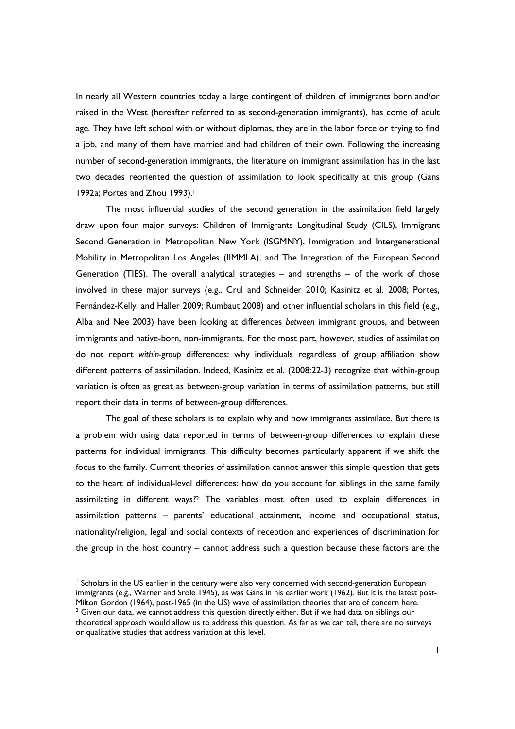In nearly all Western countries today a large contingent of children of immigrants born and/or raised in the West (hereafter referred to as second-generation immigrants), has come of adult age. They have left school with or without diplomas, they are in the labor force or trying to find a job, and many of them have married and had children of their own. Following the increasing number of second-generation immigrants, the literature on immigrant assimilation has in the last two decades reoriented the question of assimilation to look specifically at this group (Gans 1992a; Portes and Zhou 1993).[1]

The most influential studies of the second generation in the assimilation field largely draw upon four major surveys: Children of Immigrants Longitudinal Study (CILS), Immigrant Second Generation in Metropolitan New York (ISGMNY), Immigration and Intergenerational Mobility in Metropolitan Los Angeles (IIMMLA), and The Integration of the European Second Generation (TIES). The overall analytical strategies – and strengths – of the work of those involved in these major surveys (e.g., Crul and Schneider 2010; Kasinitz et al. 2008; Portes, Fernández-Kelly, and Haller 2009; Rumbaut 2008) and other influential scholars in this field (e.g., Alba and Nee 2003) have been looking at differences *between* immigrant groups, and between immigrants and native-born, non-immigrants. For the most part, however, studies of assimilation do not report *within-group* differences: why individuals regardless of group affiliation show different patterns of assimilation. Indeed, Kasinitz et al. (2008:22-3) recognize that within-group variation is often as great as between-group variation in terms of assimilation patterns, but still report their data in terms of between-group differences.

The goal of these scholars is to explain why and how immigrants assimilate. But there is a problem with using data reported in terms of between-group differences to explain these patterns for individual immigrants. This difficulty becomes particularly apparent if we shift the focus to the family. Current theories of assimilation cannot answer this simple question that gets to the heart of individual-level differences: how do you account for siblings in the same family assimilating in different ways?[2] The variables most often used to explain differences in assimilation patterns – parents' educational attainment, income and occupational status, nationality/religion, legal and social contexts of reception and experiences of discrimination for the group in the host country – cannot address such a question because these factors are the

---

[1] Scholars in the US earlier in the century were also very concerned with second-generation European immigrants (e.g., Warner and Srole 1945), as was Gans in his earlier work (1962). But it is the latest post-Milton Gordon (1964), post-1965 (in the US) wave of assimilation theories that are of concern here.

[2] Given our data, we cannot address this question directly either. But if we had data on siblings our theoretical approach would allow us to address this question. As far as we can tell, there are no surveys or qualitative studies that address variation at this level.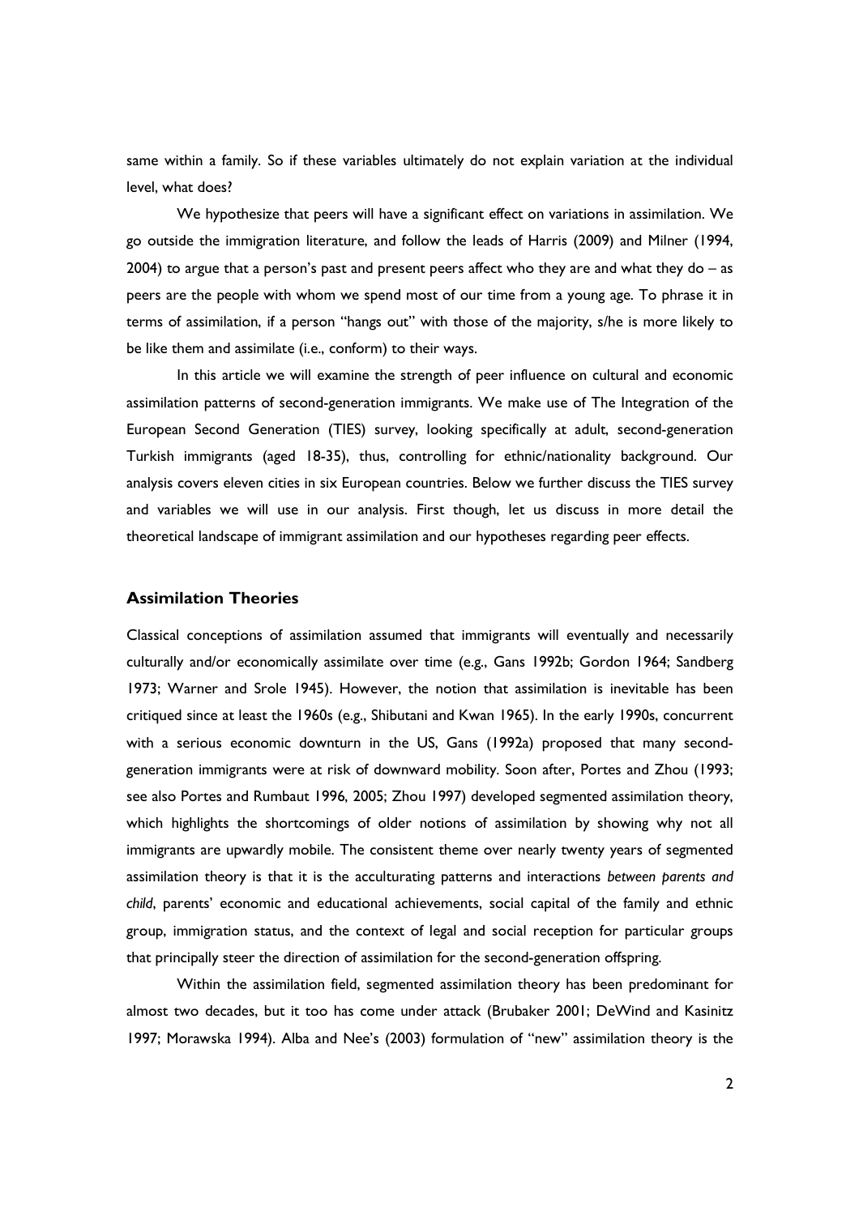same within a family. So if these variables ultimately do not explain variation at the individual level, what does?

We hypothesize that peers will have a significant effect on variations in assimilation. We go outside the immigration literature, and follow the leads of Harris (2009) and Milner (1994, 2004) to argue that a person's past and present peers affect who they are and what they do – as peers are the people with whom we spend most of our time from a young age. To phrase it in terms of assimilation, if a person "hangs out" with those of the majority, s/he is more likely to be like them and assimilate (i.e., conform) to their ways.

In this article we will examine the strength of peer influence on cultural and economic assimilation patterns of second-generation immigrants. We make use of The Integration of the European Second Generation (TIES) survey, looking specifically at adult, second-generation Turkish immigrants (aged 18-35), thus, controlling for ethnic/nationality background. Our analysis covers eleven cities in six European countries. Below we further discuss the TIES survey and variables we will use in our analysis. First though, let us discuss in more detail the theoretical landscape of immigrant assimilation and our hypotheses regarding peer effects.

## Assimilation Theories

Classical conceptions of assimilation assumed that immigrants will eventually and necessarily culturally and/or economically assimilate over time (e.g., Gans 1992b; Gordon 1964; Sandberg 1973; Warner and Srole 1945). However, the notion that assimilation is inevitable has been critiqued since at least the 1960s (e.g., Shibutani and Kwan 1965). In the early 1990s, concurrent with a serious economic downturn in the US, Gans (1992a) proposed that many second-generation immigrants were at risk of downward mobility. Soon after, Portes and Zhou (1993; see also Portes and Rumbaut 1996, 2005; Zhou 1997) developed segmented assimilation theory, which highlights the shortcomings of older notions of assimilation by showing why not all immigrants are upwardly mobile. The consistent theme over nearly twenty years of segmented assimilation theory is that it is the acculturating patterns and interactions *between parents and child*, parents' economic and educational achievements, social capital of the family and ethnic group, immigration status, and the context of legal and social reception for particular groups that principally steer the direction of assimilation for the second-generation offspring.

Within the assimilation field, segmented assimilation theory has been predominant for almost two decades, but it too has come under attack (Brubaker 2001; DeWind and Kasinitz 1997; Morawska 1994). Alba and Nee's (2003) formulation of "new" assimilation theory is the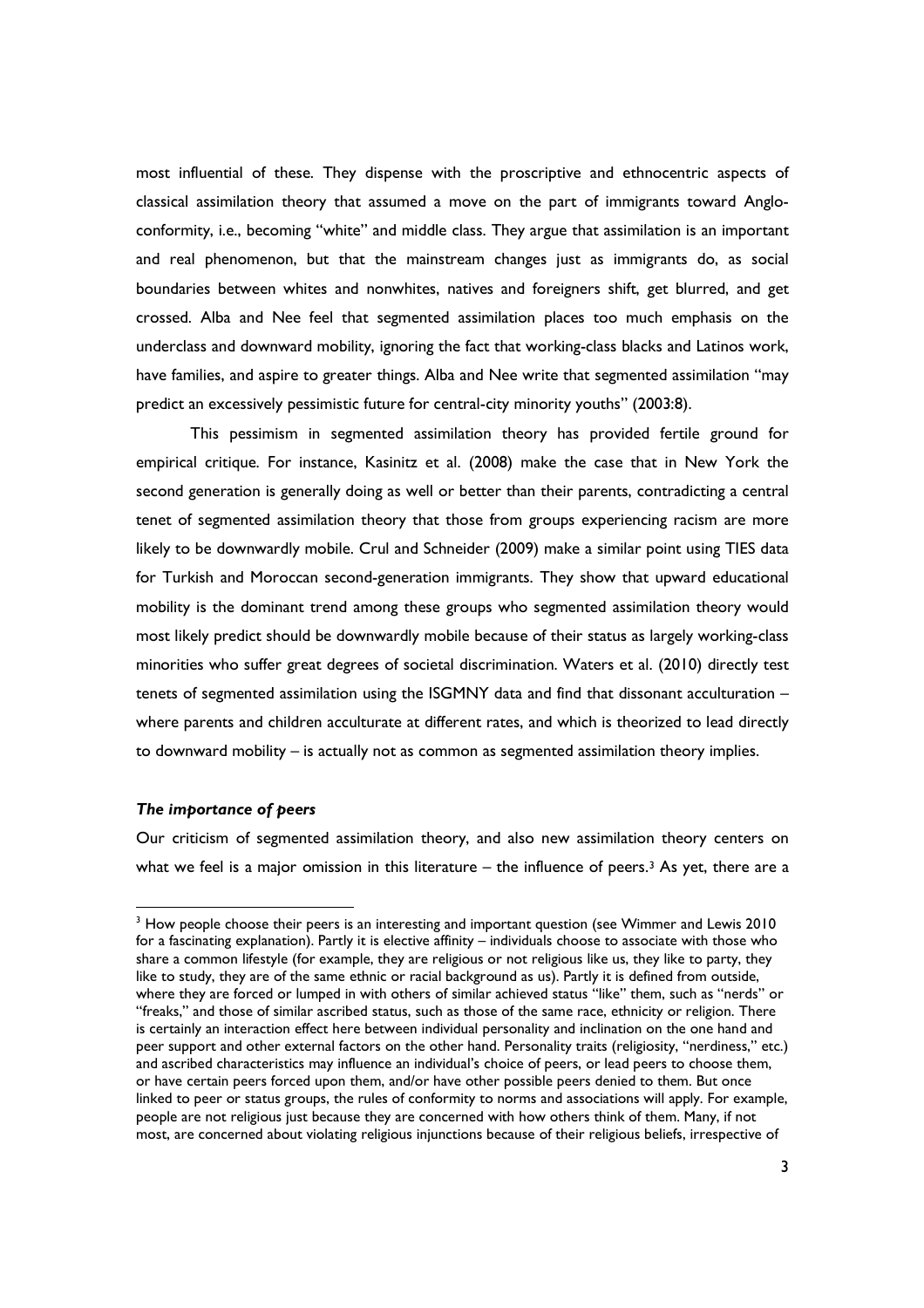most influential of these. They dispense with the proscriptive and ethnocentric aspects of classical assimilation theory that assumed a move on the part of immigrants toward Anglo-conformity, i.e., becoming "white" and middle class. They argue that assimilation is an important and real phenomenon, but that the mainstream changes just as immigrants do, as social boundaries between whites and nonwhites, natives and foreigners shift, get blurred, and get crossed. Alba and Nee feel that segmented assimilation places too much emphasis on the underclass and downward mobility, ignoring the fact that working-class blacks and Latinos work, have families, and aspire to greater things. Alba and Nee write that segmented assimilation "may predict an excessively pessimistic future for central-city minority youths" (2003:8).

This pessimism in segmented assimilation theory has provided fertile ground for empirical critique. For instance, Kasinitz et al. (2008) make the case that in New York the second generation is generally doing as well or better than their parents, contradicting a central tenet of segmented assimilation theory that those from groups experiencing racism are more likely to be downwardly mobile. Crul and Schneider (2009) make a similar point using TIES data for Turkish and Moroccan second-generation immigrants. They show that upward educational mobility is the dominant trend among these groups who segmented assimilation theory would most likely predict should be downwardly mobile because of their status as largely working-class minorities who suffer great degrees of societal discrimination. Waters et al. (2010) directly test tenets of segmented assimilation using the ISGMNY data and find that dissonant acculturation – where parents and children acculturate at different rates, and which is theorized to lead directly to downward mobility – is actually not as common as segmented assimilation theory implies.

### *The importance of peers*

Our criticism of segmented assimilation theory, and also new assimilation theory centers on what we feel is a major omission in this literature – the influence of peers.[3] As yet, there are a

[3] How people choose their peers is an interesting and important question (see Wimmer and Lewis 2010 for a fascinating explanation). Partly it is elective affinity – individuals choose to associate with those who share a common lifestyle (for example, they are religious or not religious like us, they like to party, they like to study, they are of the same ethnic or racial background as us). Partly it is defined from outside, where they are forced or lumped in with others of similar achieved status "like" them, such as "nerds" or "freaks," and those of similar ascribed status, such as those of the same race, ethnicity or religion. There is certainly an interaction effect here between individual personality and inclination on the one hand and peer support and other external factors on the other hand. Personality traits (religiosity, "nerdiness," etc.) and ascribed characteristics may influence an individual's choice of peers, or lead peers to choose them, or have certain peers forced upon them, and/or have other possible peers denied to them. But once linked to peer or status groups, the rules of conformity to norms and associations will apply. For example, people are not religious just because they are concerned with how others think of them. Many, if not most, are concerned about violating religious injunctions because of their religious beliefs, irrespective of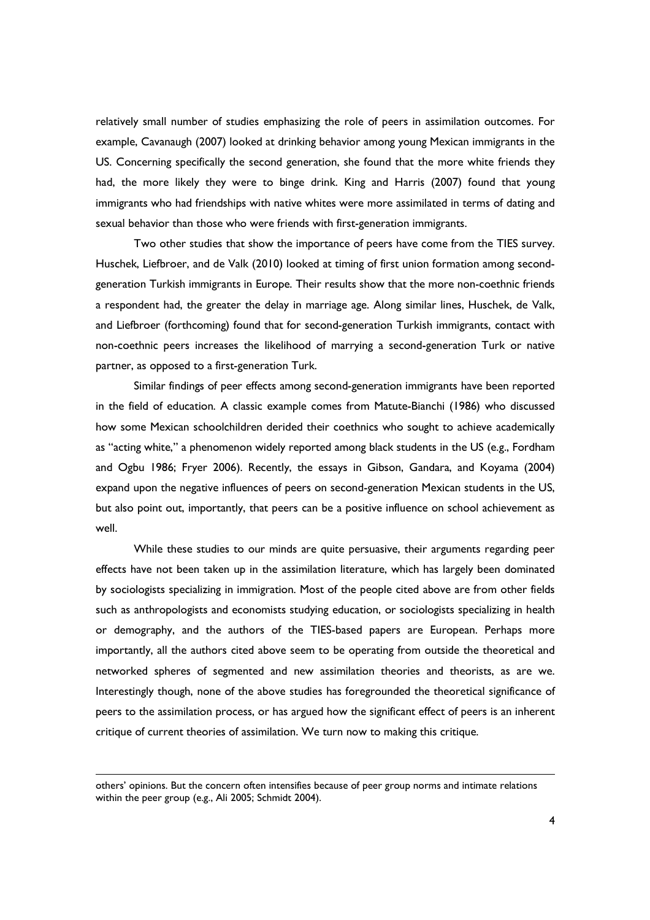relatively small number of studies emphasizing the role of peers in assimilation outcomes. For example, Cavanaugh (2007) looked at drinking behavior among young Mexican immigrants in the US. Concerning specifically the second generation, she found that the more white friends they had, the more likely they were to binge drink. King and Harris (2007) found that young immigrants who had friendships with native whites were more assimilated in terms of dating and sexual behavior than those who were friends with first-generation immigrants.

Two other studies that show the importance of peers have come from the TIES survey. Huschek, Liefbroer, and de Valk (2010) looked at timing of first union formation among second-generation Turkish immigrants in Europe. Their results show that the more non-coethnic friends a respondent had, the greater the delay in marriage age. Along similar lines, Huschek, de Valk, and Liefbroer (forthcoming) found that for second-generation Turkish immigrants, contact with non-coethnic peers increases the likelihood of marrying a second-generation Turk or native partner, as opposed to a first-generation Turk.

Similar findings of peer effects among second-generation immigrants have been reported in the field of education. A classic example comes from Matute-Bianchi (1986) who discussed how some Mexican schoolchildren derided their coethnics who sought to achieve academically as "acting white," a phenomenon widely reported among black students in the US (e.g., Fordham and Ogbu 1986; Fryer 2006). Recently, the essays in Gibson, Gandara, and Koyama (2004) expand upon the negative influences of peers on second-generation Mexican students in the US, but also point out, importantly, that peers can be a positive influence on school achievement as well.

While these studies to our minds are quite persuasive, their arguments regarding peer effects have not been taken up in the assimilation literature, which has largely been dominated by sociologists specializing in immigration. Most of the people cited above are from other fields such as anthropologists and economists studying education, or sociologists specializing in health or demography, and the authors of the TIES-based papers are European. Perhaps more importantly, all the authors cited above seem to be operating from outside the theoretical and networked spheres of segmented and new assimilation theories and theorists, as are we. Interestingly though, none of the above studies has foregrounded the theoretical significance of peers to the assimilation process, or has argued how the significant effect of peers is an inherent critique of current theories of assimilation. We turn now to making this critique.

---

others' opinions. But the concern often intensifies because of peer group norms and intimate relations within the peer group (e.g., Ali 2005; Schmidt 2004).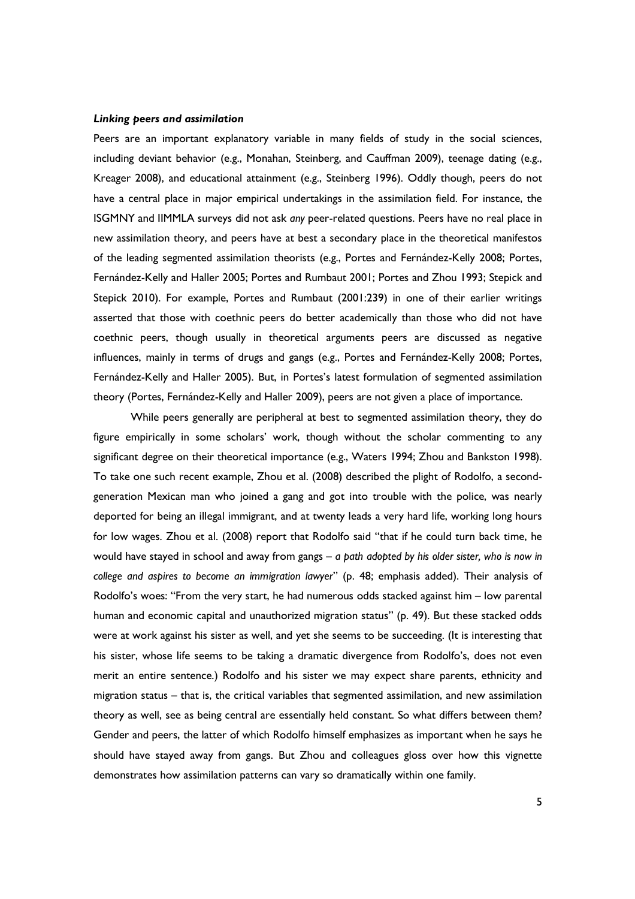### *Linking peers and assimilation*

Peers are an important explanatory variable in many fields of study in the social sciences, including deviant behavior (e.g., Monahan, Steinberg, and Cauffman 2009), teenage dating (e.g., Kreager 2008), and educational attainment (e.g., Steinberg 1996). Oddly though, peers do not have a central place in major empirical undertakings in the assimilation field. For instance, the ISGMNY and IIMMLA surveys did not ask *any* peer-related questions. Peers have no real place in new assimilation theory, and peers have at best a secondary place in the theoretical manifestos of the leading segmented assimilation theorists (e.g., Portes and Fernández-Kelly 2008; Portes, Fernández-Kelly and Haller 2005; Portes and Rumbaut 2001; Portes and Zhou 1993; Stepick and Stepick 2010). For example, Portes and Rumbaut (2001:239) in one of their earlier writings asserted that those with coethnic peers do better academically than those who did not have coethnic peers, though usually in theoretical arguments peers are discussed as negative influences, mainly in terms of drugs and gangs (e.g., Portes and Fernández-Kelly 2008; Portes, Fernández-Kelly and Haller 2005). But, in Portes's latest formulation of segmented assimilation theory (Portes, Fernández-Kelly and Haller 2009), peers are not given a place of importance.

While peers generally are peripheral at best to segmented assimilation theory, they do figure empirically in some scholars' work, though without the scholar commenting to any significant degree on their theoretical importance (e.g., Waters 1994; Zhou and Bankston 1998). To take one such recent example, Zhou et al. (2008) described the plight of Rodolfo, a second-generation Mexican man who joined a gang and got into trouble with the police, was nearly deported for being an illegal immigrant, and at twenty leads a very hard life, working long hours for low wages. Zhou et al. (2008) report that Rodolfo said "that if he could turn back time, he would have stayed in school and away from gangs – *a path adopted by his older sister, who is now in college and aspires to become an immigration lawyer*" (p. 48; emphasis added). Their analysis of Rodolfo's woes: "From the very start, he had numerous odds stacked against him – low parental human and economic capital and unauthorized migration status" (p. 49). But these stacked odds were at work against his sister as well, and yet she seems to be succeeding. (It is interesting that his sister, whose life seems to be taking a dramatic divergence from Rodolfo's, does not even merit an entire sentence.) Rodolfo and his sister we may expect share parents, ethnicity and migration status – that is, the critical variables that segmented assimilation, and new assimilation theory as well, see as being central are essentially held constant. So what differs between them? Gender and peers, the latter of which Rodolfo himself emphasizes as important when he says he should have stayed away from gangs. But Zhou and colleagues gloss over how this vignette demonstrates how assimilation patterns can vary so dramatically within one family.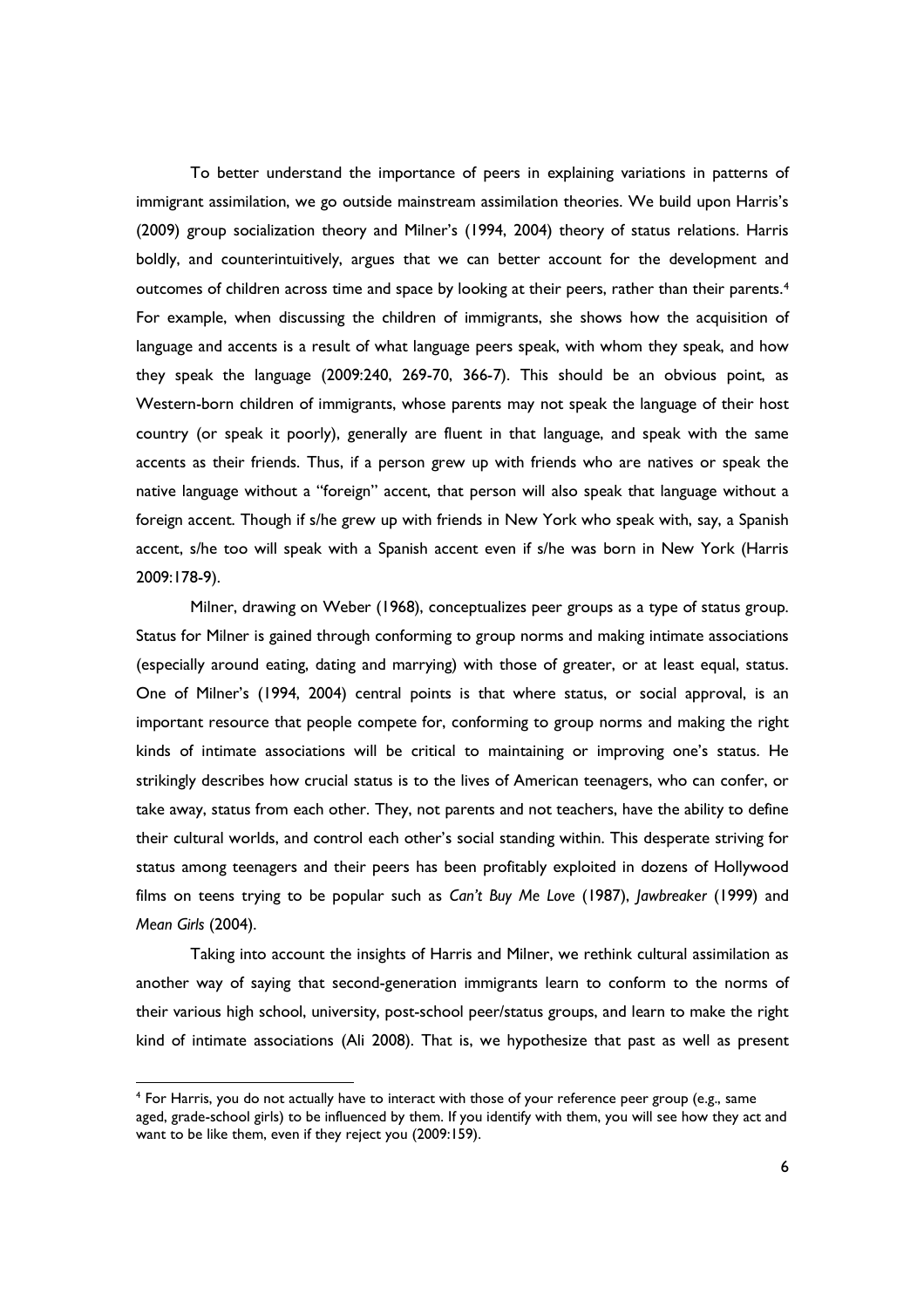To better understand the importance of peers in explaining variations in patterns of immigrant assimilation, we go outside mainstream assimilation theories. We build upon Harris's (2009) group socialization theory and Milner's (1994, 2004) theory of status relations. Harris boldly, and counterintuitively, argues that we can better account for the development and outcomes of children across time and space by looking at their peers, rather than their parents.[4] For example, when discussing the children of immigrants, she shows how the acquisition of language and accents is a result of what language peers speak, with whom they speak, and how they speak the language (2009:240, 269-70, 366-7). This should be an obvious point, as Western-born children of immigrants, whose parents may not speak the language of their host country (or speak it poorly), generally are fluent in that language, and speak with the same accents as their friends. Thus, if a person grew up with friends who are natives or speak the native language without a "foreign" accent, that person will also speak that language without a foreign accent. Though if s/he grew up with friends in New York who speak with, say, a Spanish accent, s/he too will speak with a Spanish accent even if s/he was born in New York (Harris 2009:178-9).

Milner, drawing on Weber (1968), conceptualizes peer groups as a type of status group. Status for Milner is gained through conforming to group norms and making intimate associations (especially around eating, dating and marrying) with those of greater, or at least equal, status. One of Milner's (1994, 2004) central points is that where status, or social approval, is an important resource that people compete for, conforming to group norms and making the right kinds of intimate associations will be critical to maintaining or improving one's status. He strikingly describes how crucial status is to the lives of American teenagers, who can confer, or take away, status from each other. They, not parents and not teachers, have the ability to define their cultural worlds, and control each other's social standing within. This desperate striving for status among teenagers and their peers has been profitably exploited in dozens of Hollywood films on teens trying to be popular such as *Can't Buy Me Love* (1987), *Jawbreaker* (1999) and *Mean Girls* (2004).

Taking into account the insights of Harris and Milner, we rethink cultural assimilation as another way of saying that second-generation immigrants learn to conform to the norms of their various high school, university, post-school peer/status groups, and learn to make the right kind of intimate associations (Ali 2008). That is, we hypothesize that past as well as present

---

[4] For Harris, you do not actually have to interact with those of your reference peer group (e.g., same aged, grade-school girls) to be influenced by them. If you identify with them, you will see how they act and want to be like them, even if they reject you (2009:159).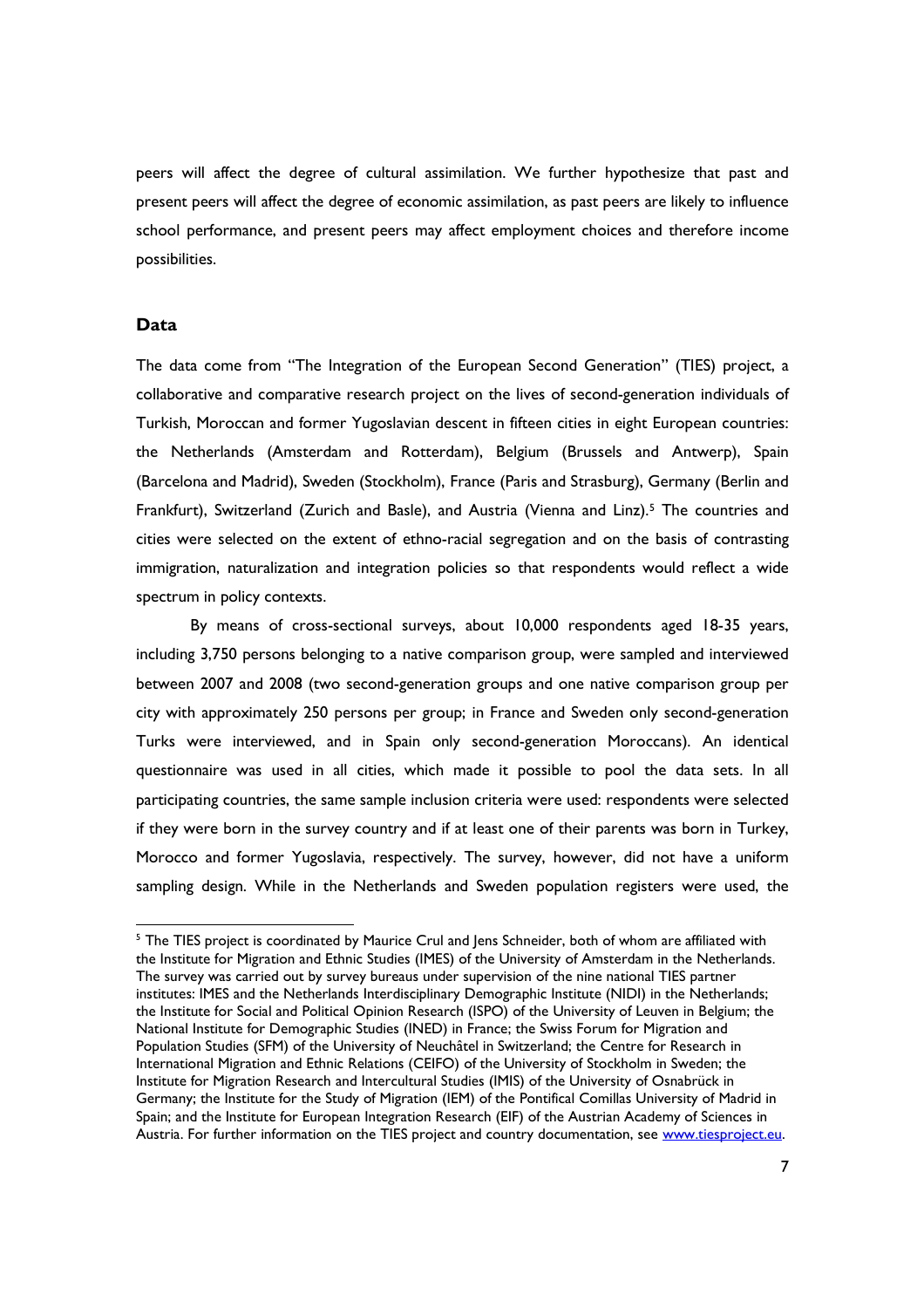peers will affect the degree of cultural assimilation. We further hypothesize that past and present peers will affect the degree of economic assimilation, as past peers are likely to influence school performance, and present peers may affect employment choices and therefore income possibilities.

## Data

The data come from "The Integration of the European Second Generation" (TIES) project, a collaborative and comparative research project on the lives of second-generation individuals of Turkish, Moroccan and former Yugoslavian descent in fifteen cities in eight European countries: the Netherlands (Amsterdam and Rotterdam), Belgium (Brussels and Antwerp), Spain (Barcelona and Madrid), Sweden (Stockholm), France (Paris and Strasburg), Germany (Berlin and Frankfurt), Switzerland (Zurich and Basle), and Austria (Vienna and Linz).[5] The countries and cities were selected on the extent of ethno-racial segregation and on the basis of contrasting immigration, naturalization and integration policies so that respondents would reflect a wide spectrum in policy contexts.

By means of cross-sectional surveys, about 10,000 respondents aged 18-35 years, including 3,750 persons belonging to a native comparison group, were sampled and interviewed between 2007 and 2008 (two second-generation groups and one native comparison group per city with approximately 250 persons per group; in France and Sweden only second-generation Turks were interviewed, and in Spain only second-generation Moroccans). An identical questionnaire was used in all cities, which made it possible to pool the data sets. In all participating countries, the same sample inclusion criteria were used: respondents were selected if they were born in the survey country and if at least one of their parents was born in Turkey, Morocco and former Yugoslavia, respectively. The survey, however, did not have a uniform sampling design. While in the Netherlands and Sweden population registers were used, the

[5] The TIES project is coordinated by Maurice Crul and Jens Schneider, both of whom are affiliated with the Institute for Migration and Ethnic Studies (IMES) of the University of Amsterdam in the Netherlands. The survey was carried out by survey bureaus under supervision of the nine national TIES partner institutes: IMES and the Netherlands Interdisciplinary Demographic Institute (NIDI) in the Netherlands; the Institute for Social and Political Opinion Research (ISPO) of the University of Leuven in Belgium; the National Institute for Demographic Studies (INED) in France; the Swiss Forum for Migration and Population Studies (SFM) of the University of Neuchâtel in Switzerland; the Centre for Research in International Migration and Ethnic Relations (CEIFO) of the University of Stockholm in Sweden; the Institute for Migration Research and Intercultural Studies (IMIS) of the University of Osnabrück in Germany; the Institute for the Study of Migration (IEM) of the Pontifical Comillas University of Madrid in Spain; and the Institute for European Integration Research (EIF) of the Austrian Academy of Sciences in Austria. For further information on the TIES project and country documentation, see www.tiesproject.eu.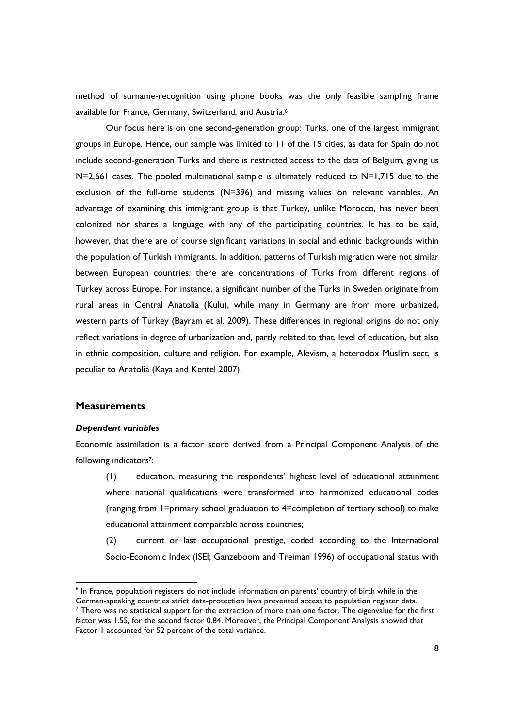method of surname-recognition using phone books was the only feasible sampling frame available for France, Germany, Switzerland, and Austria.[6]

Our focus here is on one second-generation group: Turks, one of the largest immigrant groups in Europe. Hence, our sample was limited to 11 of the 15 cities, as data for Spain do not include second-generation Turks and there is restricted access to the data of Belgium, giving us N=2,661 cases. The pooled multinational sample is ultimately reduced to N=1,715 due to the exclusion of the full-time students (N=396) and missing values on relevant variables. An advantage of examining this immigrant group is that Turkey, unlike Morocco, has never been colonized nor shares a language with any of the participating countries. It has to be said, however, that there are of course significant variations in social and ethnic backgrounds within the population of Turkish immigrants. In addition, patterns of Turkish migration were not similar between European countries: there are concentrations of Turks from different regions of Turkey across Europe. For instance, a significant number of the Turks in Sweden originate from rural areas in Central Anatolia (Kulu), while many in Germany are from more urbanized, western parts of Turkey (Bayram et al. 2009). These differences in regional origins do not only reflect variations in degree of urbanization and, partly related to that, level of education, but also in ethnic composition, culture and religion. For example, Alevism, a heterodox Muslim sect, is peculiar to Anatolia (Kaya and Kentel 2007).

## Measurements

### *Dependent variables*

Economic assimilation is a factor score derived from a Principal Component Analysis of the following indicators[7]:

(1) education, measuring the respondents' highest level of educational attainment where national qualifications were transformed into harmonized educational codes (ranging from 1=primary school graduation to 4=completion of tertiary school) to make educational attainment comparable across countries;

(2) current or last occupational prestige, coded according to the International Socio-Economic Index (ISEI; Ganzeboom and Treiman 1996) of occupational status with

---

[6] In France, population registers do not include information on parents' country of birth while in the German-speaking countries strict data-protection laws prevented access to population register data.

[7] There was no statistical support for the extraction of more than one factor. The eigenvalue for the first factor was 1.55, for the second factor 0.84. Moreover, the Principal Component Analysis showed that Factor 1 accounted for 52 percent of the total variance.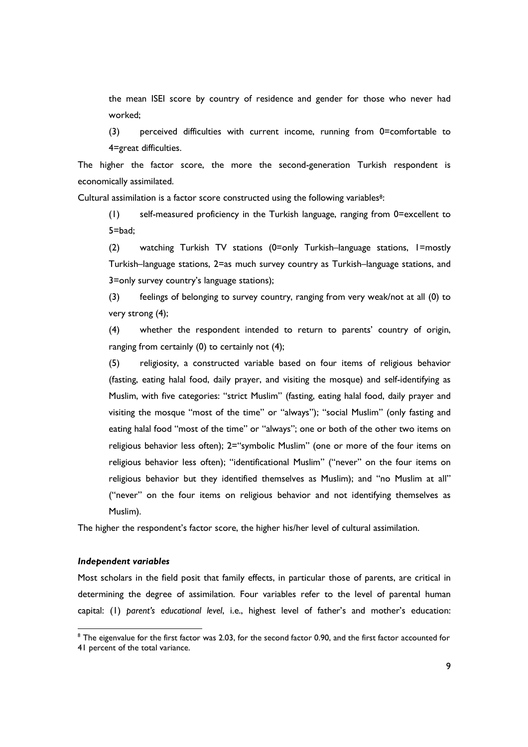the mean ISEI score by country of residence and gender for those who never had worked;

(3) perceived difficulties with current income, running from 0=comfortable to 4=great difficulties.

The higher the factor score, the more the second-generation Turkish respondent is economically assimilated.

Cultural assimilation is a factor score constructed using the following variables[8]:

(1) self-measured proficiency in the Turkish language, ranging from 0=excellent to 5=bad;

(2) watching Turkish TV stations (0=only Turkish–language stations, 1=mostly Turkish–language stations, 2=as much survey country as Turkish–language stations, and 3=only survey country's language stations);

(3) feelings of belonging to survey country, ranging from very weak/not at all (0) to very strong (4);

(4) whether the respondent intended to return to parents' country of origin, ranging from certainly (0) to certainly not (4);

(5) religiosity, a constructed variable based on four items of religious behavior (fasting, eating halal food, daily prayer, and visiting the mosque) and self-identifying as Muslim, with five categories: "strict Muslim" (fasting, eating halal food, daily prayer and visiting the mosque "most of the time" or "always"); "social Muslim" (only fasting and eating halal food "most of the time" or "always"; one or both of the other two items on religious behavior less often); 2="symbolic Muslim" (one or more of the four items on religious behavior less often); "identificational Muslim" ("never" on the four items on religious behavior but they identified themselves as Muslim); and "no Muslim at all" ("never" on the four items on religious behavior and not identifying themselves as Muslim).

The higher the respondent's factor score, the higher his/her level of cultural assimilation.

***Independent variables***

Most scholars in the field posit that family effects, in particular those of parents, are critical in determining the degree of assimilation. Four variables refer to the level of parental human capital: (1) *parent's educational level*, i.e., highest level of father's and mother's education:

[8] The eigenvalue for the first factor was 2.03, for the second factor 0.90, and the first factor accounted for 41 percent of the total variance.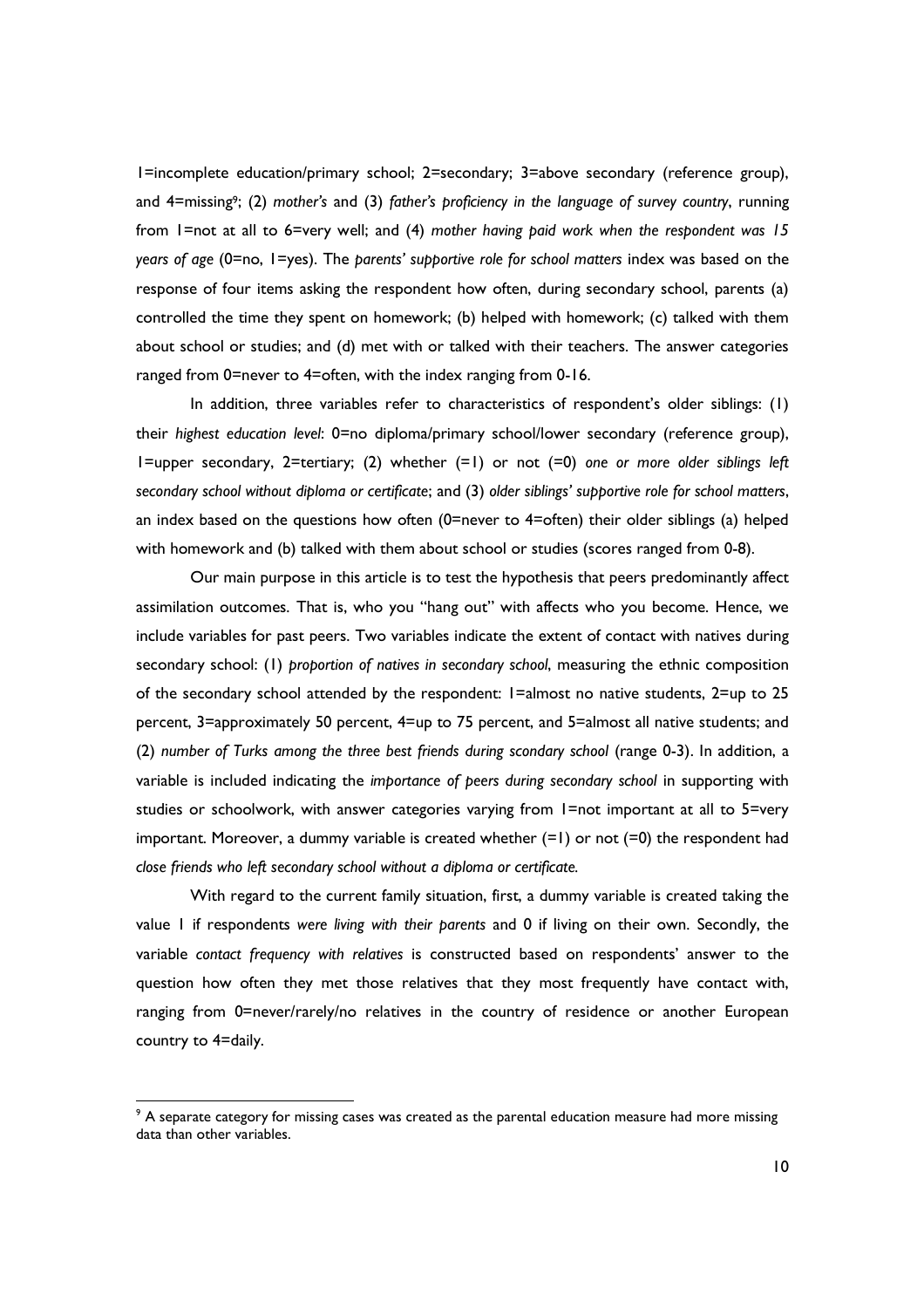1=incomplete education/primary school; 2=secondary; 3=above secondary (reference group), and 4=missing[9]; (2) *mother's* and (3) *father's proficiency in the language of survey country*, running from 1=not at all to 6=very well; and (4) *mother having paid work when the respondent was 15 years of age* (0=no, 1=yes). The *parents' supportive role for school matters* index was based on the response of four items asking the respondent how often, during secondary school, parents (a) controlled the time they spent on homework; (b) helped with homework; (c) talked with them about school or studies; and (d) met with or talked with their teachers. The answer categories ranged from 0=never to 4=often, with the index ranging from 0-16.

In addition, three variables refer to characteristics of respondent's older siblings: (1) their *highest education level*: 0=no diploma/primary school/lower secondary (reference group), 1=upper secondary, 2=tertiary; (2) whether (=1) or not (=0) *one or more older siblings left secondary school without diploma or certificate*; and (3) *older siblings' supportive role for school matters*, an index based on the questions how often (0=never to 4=often) their older siblings (a) helped with homework and (b) talked with them about school or studies (scores ranged from 0-8).

Our main purpose in this article is to test the hypothesis that peers predominantly affect assimilation outcomes. That is, who you "hang out" with affects who you become. Hence, we include variables for past peers. Two variables indicate the extent of contact with natives during secondary school: (1) *proportion of natives in secondary school*, measuring the ethnic composition of the secondary school attended by the respondent: 1=almost no native students, 2=up to 25 percent, 3=approximately 50 percent, 4=up to 75 percent, and 5=almost all native students; and (2) *number of Turks among the three best friends during scondary school* (range 0-3). In addition, a variable is included indicating the *importance of peers during secondary school* in supporting with studies or schoolwork, with answer categories varying from 1=not important at all to 5=very important. Moreover, a dummy variable is created whether (=1) or not (=0) the respondent had *close friends who left secondary school without a diploma or certificate.*

With regard to the current family situation, first, a dummy variable is created taking the value 1 if respondents *were living with their parents* and 0 if living on their own. Secondly, the variable *contact frequency with relatives* is constructed based on respondents' answer to the question how often they met those relatives that they most frequently have contact with, ranging from 0=never/rarely/no relatives in the country of residence or another European country to 4=daily.

---

[9] A separate category for missing cases was created as the parental education measure had more missing data than other variables.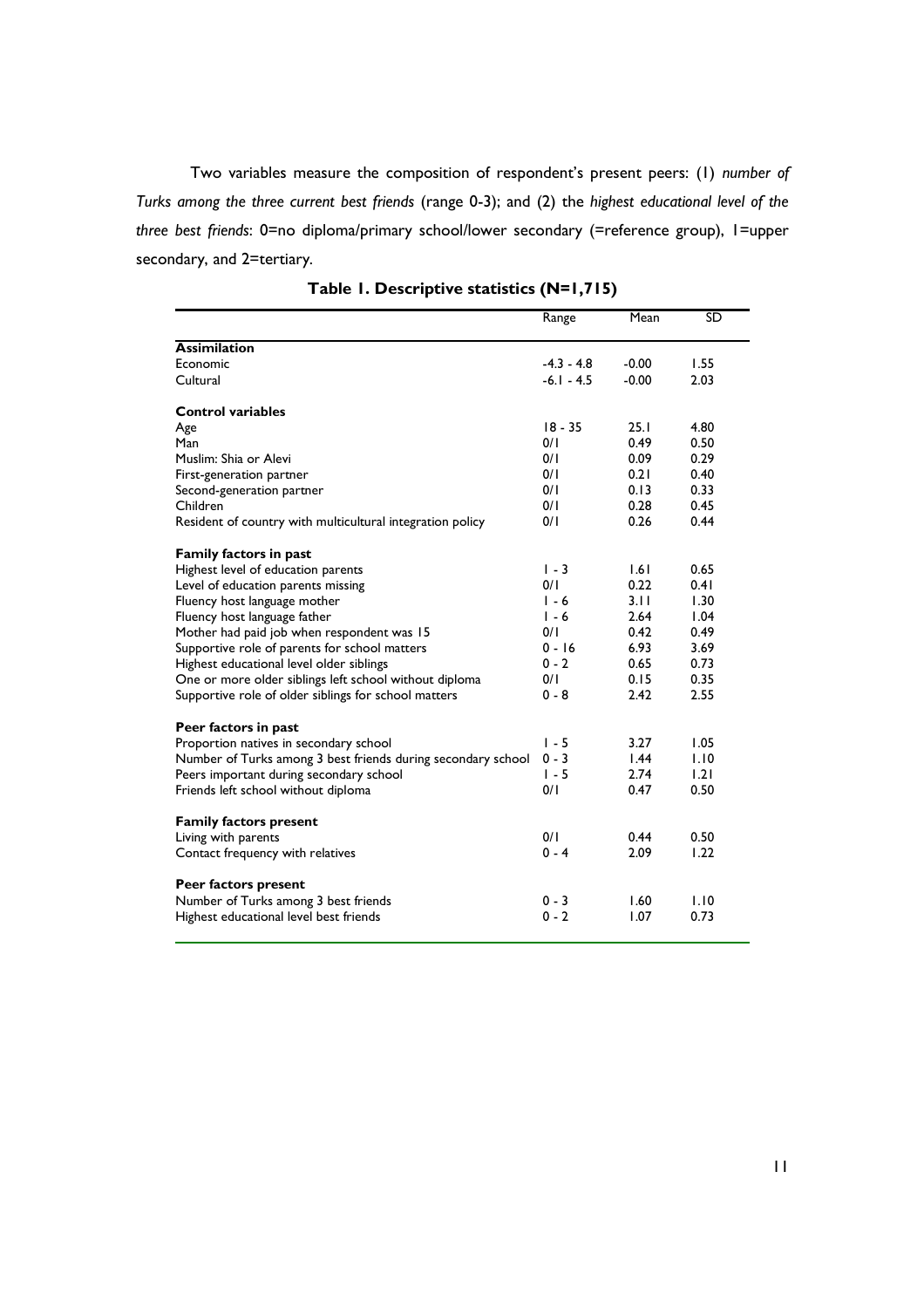Two variables measure the composition of respondent's present peers: (1) *number of Turks among the three current best friends* (range 0-3); and (2) the *highest educational level of the three best friends*: 0=no diploma/primary school/lower secondary (=reference group), 1=upper secondary, and 2=tertiary.

**Table 1. Descriptive statistics (N=1,715)**

| | Range | Mean | SD |
|---|---|---|---|
| **Assimilation** | | | |
| Economic | -4.3 - 4.8 | -0.00 | 1.55 |
| Cultural | -6.1 - 4.5 | -0.00 | 2.03 |
| **Control variables** | | | |
| Age | 18 - 35 | 25.1 | 4.80 |
| Man | 0/1 | 0.49 | 0.50 |
| Muslim: Shia or Alevi | 0/1 | 0.09 | 0.29 |
| First-generation partner | 0/1 | 0.21 | 0.40 |
| Second-generation partner | 0/1 | 0.13 | 0.33 |
| Children | 0/1 | 0.28 | 0.45 |
| Resident of country with multicultural integration policy | 0/1 | 0.26 | 0.44 |
| **Family factors in past** | | | |
| Highest level of education parents | 1 - 3 | 1.61 | 0.65 |
| Level of education parents missing | 0/1 | 0.22 | 0.41 |
| Fluency host language mother | 1 - 6 | 3.11 | 1.30 |
| Fluency host language father | 1 - 6 | 2.64 | 1.04 |
| Mother had paid job when respondent was 15 | 0/1 | 0.42 | 0.49 |
| Supportive role of parents for school matters | 0 - 16 | 6.93 | 3.69 |
| Highest educational level older siblings | 0 - 2 | 0.65 | 0.73 |
| One or more older siblings left school without diploma | 0/1 | 0.15 | 0.35 |
| Supportive role of older siblings for school matters | 0 - 8 | 2.42 | 2.55 |
| **Peer factors in past** | | | |
| Proportion natives in secondary school | 1 - 5 | 3.27 | 1.05 |
| Number of Turks among 3 best friends during secondary school | 0 - 3 | 1.44 | 1.10 |
| Peers important during secondary school | 1 - 5 | 2.74 | 1.21 |
| Friends left school without diploma | 0/1 | 0.47 | 0.50 |
| **Family factors present** | | | |
| Living with parents | 0/1 | 0.44 | 0.50 |
| Contact frequency with relatives | 0 - 4 | 2.09 | 1.22 |
| **Peer factors present** | | | |
| Number of Turks among 3 best friends | 0 - 3 | 1.60 | 1.10 |
| Highest educational level best friends | 0 - 2 | 1.07 | 0.73 |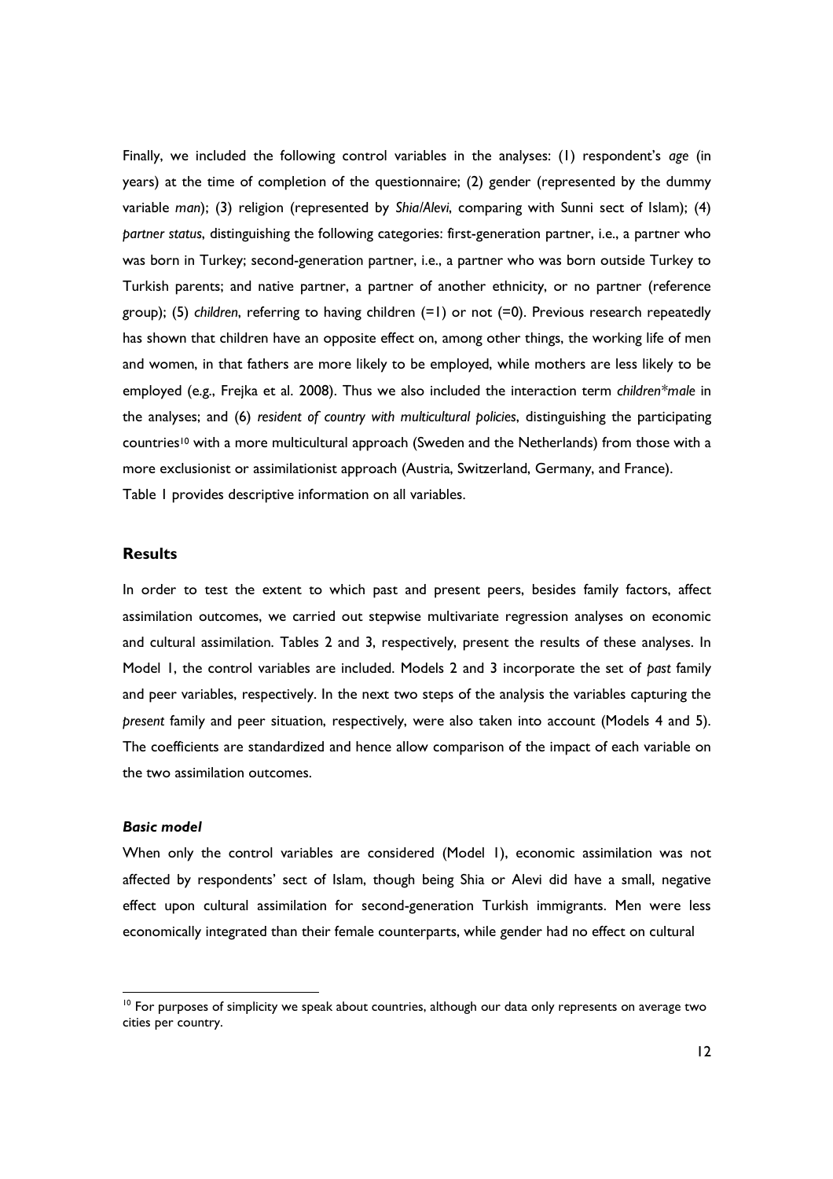Finally, we included the following control variables in the analyses: (1) respondent's *age* (in years) at the time of completion of the questionnaire; (2) gender (represented by the dummy variable *man*); (3) religion (represented by *Shia/Alevi*, comparing with Sunni sect of Islam); (4) *partner status*, distinguishing the following categories: first-generation partner, i.e., a partner who was born in Turkey; second-generation partner, i.e., a partner who was born outside Turkey to Turkish parents; and native partner, a partner of another ethnicity, or no partner (reference group); (5) *children*, referring to having children (=1) or not (=0). Previous research repeatedly has shown that children have an opposite effect on, among other things, the working life of men and women, in that fathers are more likely to be employed, while mothers are less likely to be employed (e.g., Frejka et al. 2008). Thus we also included the interaction term *children*male* in the analyses; and (6) *resident of country with multicultural policies*, distinguishing the participating countries[10] with a more multicultural approach (Sweden and the Netherlands) from those with a more exclusionist or assimilationist approach (Austria, Switzerland, Germany, and France). Table 1 provides descriptive information on all variables.

## Results

In order to test the extent to which past and present peers, besides family factors, affect assimilation outcomes, we carried out stepwise multivariate regression analyses on economic and cultural assimilation. Tables 2 and 3, respectively, present the results of these analyses. In Model 1, the control variables are included. Models 2 and 3 incorporate the set of *past* family and peer variables, respectively. In the next two steps of the analysis the variables capturing the *present* family and peer situation, respectively, were also taken into account (Models 4 and 5). The coefficients are standardized and hence allow comparison of the impact of each variable on the two assimilation outcomes.

### *Basic model*

When only the control variables are considered (Model 1), economic assimilation was not affected by respondents' sect of Islam, though being Shia or Alevi did have a small, negative effect upon cultural assimilation for second-generation Turkish immigrants. Men were less economically integrated than their female counterparts, while gender had no effect on cultural

[10] For purposes of simplicity we speak about countries, although our data only represents on average two cities per country.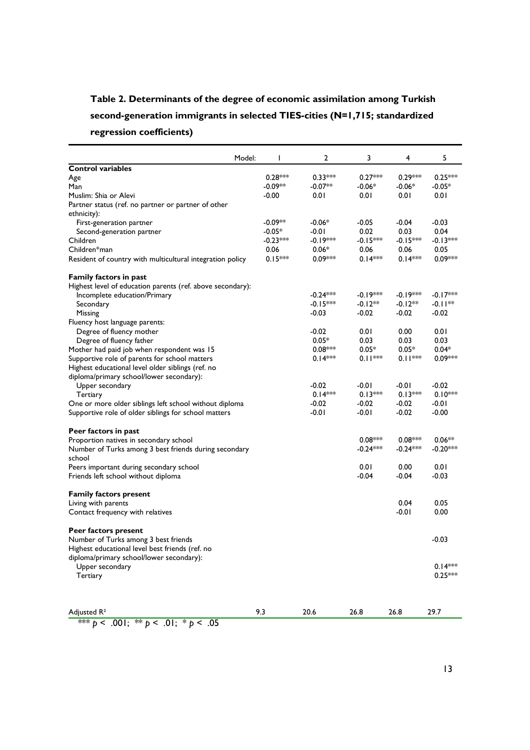**Table 2. Determinants of the degree of economic assimilation among Turkish second-generation immigrants in selected TIES-cities (N=1,715; standardized regression coefficients)**

| Model: | 1 | 2 | 3 | 4 | 5 |
|---|---|---|---|---|---|
| **Control variables** | | | | | |
| Age | 0.28*** | 0.33*** | 0.27*** | 0.29*** | 0.25*** |
| Man | -0.09** | -0.07** | -0.06* | -0.06* | -0.05* |
| Muslim: Shia or Alevi | -0.00 | 0.01 | 0.01 | 0.01 | 0.01 |
| Partner status (ref. no partner or partner of other ethnicity): | | | | | |
| First-generation partner | -0.09** | -0.06* | -0.05 | -0.04 | -0.03 |
| Second-generation partner | -0.05* | -0.01 | 0.02 | 0.03 | 0.04 |
| Children | -0.23*** | -0.19*** | -0.15*** | -0.15*** | -0.13*** |
| Children*man | 0.06 | 0.06* | 0.06 | 0.06 | 0.05 |
| Resident of country with multicultural integration policy | 0.15*** | 0.09*** | 0.14*** | 0.14*** | 0.09*** |
| **Family factors in past** | | | | | |
| Highest level of education parents (ref. above secondary): | | | | | |
| Incomplete education/Primary | | -0.24*** | -0.19*** | -0.19*** | -0.17*** |
| Secondary | | -0.15*** | -0.12** | -0.12** | -0.11** |
| Missing | | -0.03 | -0.02 | -0.02 | -0.02 |
| Fluency host language parents: | | | | | |
| Degree of fluency mother | | -0.02 | 0.01 | 0.00 | 0.01 |
| Degree of fluency father | | 0.05* | 0.03 | 0.03 | 0.03 |
| Mother had paid job when respondent was 15 | | 0.08*** | 0.05* | 0.05* | 0.04* |
| Supportive role of parents for school matters | | 0.14*** | 0.11*** | 0.11*** | 0.09*** |
| Highest educational level older siblings (ref. no diploma/primary school/lower secondary): | | | | | |
| Upper secondary | | -0.02 | -0.01 | -0.01 | -0.02 |
| Tertiary | | 0.14*** | 0.13*** | 0.13*** | 0.10*** |
| One or more older siblings left school without diploma | | -0.02 | -0.02 | -0.02 | -0.01 |
| Supportive role of older siblings for school matters | | -0.01 | -0.01 | -0.02 | -0.00 |
| **Peer factors in past** | | | | | |
| Proportion natives in secondary school | | | 0.08*** | 0.08*** | 0.06** |
| Number of Turks among 3 best friends during secondary school | | | -0.24*** | -0.24*** | -0.20*** |
| Peers important during secondary school | | | 0.01 | 0.00 | 0.01 |
| Friends left school without diploma | | | -0.04 | -0.04 | -0.03 |
| **Family factors present** | | | | | |
| Living with parents | | | | 0.04 | 0.05 |
| Contact frequency with relatives | | | | -0.01 | 0.00 |
| **Peer factors present** | | | | | |
| Number of Turks among 3 best friends | | | | | -0.03 |
| Highest educational level best friends (ref. no diploma/primary school/lower secondary): | | | | | |
| Upper secondary | | | | | 0.14*** |
| Tertiary | | | | | 0.25*** |
| Adjusted $R^2$ | 9.3 | 20.6 | 26.8 | 26.8 | 29.7 |

*** $p < .001$; ** $p < .01$; * $p < .05$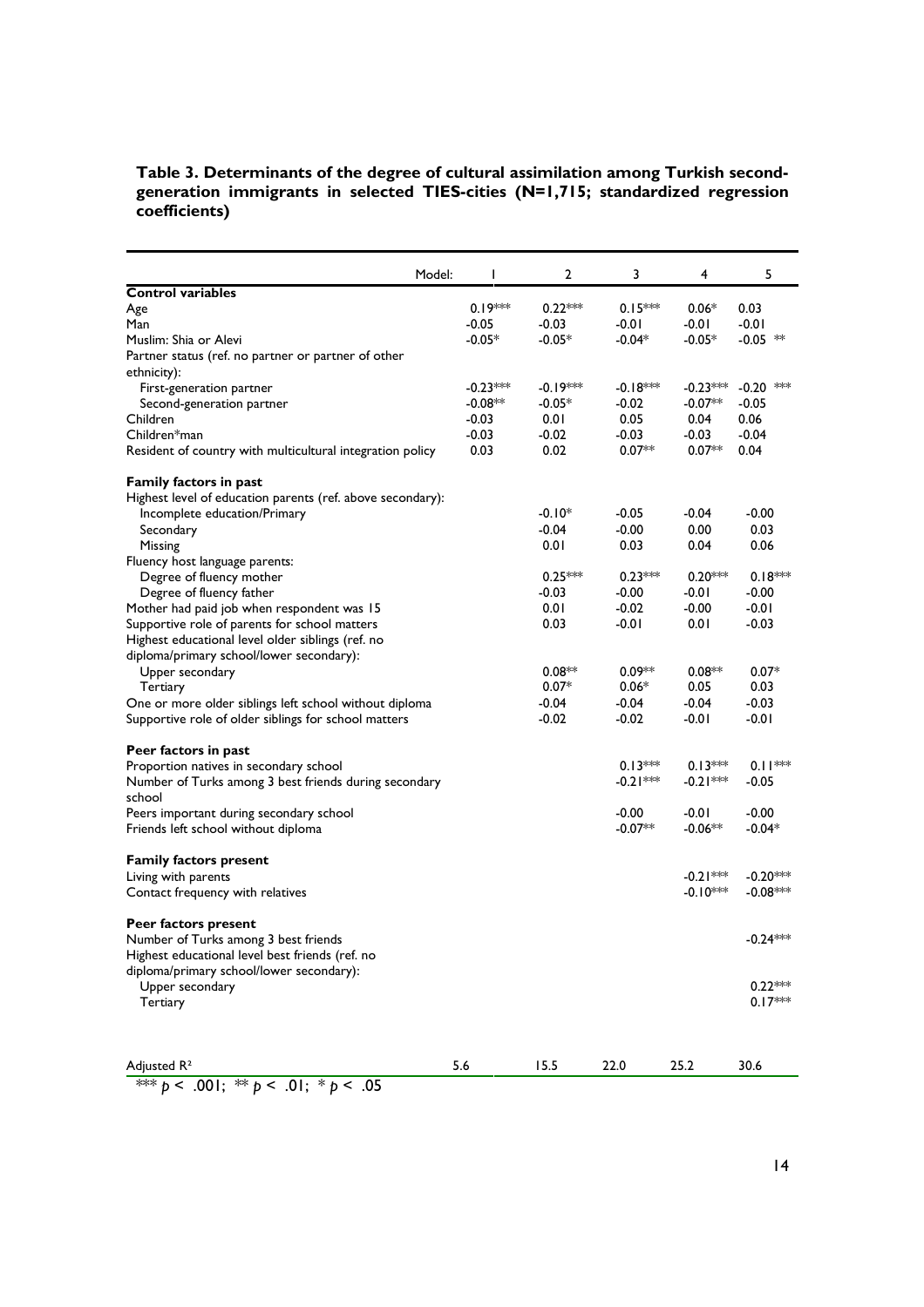**Table 3. Determinants of the degree of cultural assimilation among Turkish second-generation immigrants in selected TIES-cities (N=1,715; standardized regression coefficients)**

| Model: | 1 | 2 | 3 | 4 | 5 |
|---|---|---|---|---|---|
| **Control variables** | | | | | |
| Age | 0.19*** | 0.22*** | 0.15*** | 0.06* | 0.03 |
| Man | -0.05 | -0.03 | -0.01 | -0.01 | -0.01 |
| Muslim: Shia or Alevi | -0.05* | -0.05* | -0.04* | -0.05* | -0.05 ** |
| Partner status (ref. no partner or partner of other ethnicity): | | | | | |
| First-generation partner | -0.23*** | -0.19*** | -0.18*** | -0.23*** | -0.20 *** |
| Second-generation partner | -0.08** | -0.05* | -0.02 | -0.07** | -0.05 |
| Children | -0.03 | 0.01 | 0.05 | 0.04 | 0.06 |
| Children*man | -0.03 | -0.02 | -0.03 | -0.03 | -0.04 |
| Resident of country with multicultural integration policy | 0.03 | 0.02 | 0.07** | 0.07** | 0.04 |
| **Family factors in past** | | | | | |
| Highest level of education parents (ref. above secondary): | | | | | |
| Incomplete education/Primary | | -0.10* | -0.05 | -0.04 | -0.00 |
| Secondary | | -0.04 | -0.00 | 0.00 | 0.03 |
| Missing | | 0.01 | 0.03 | 0.04 | 0.06 |
| Fluency host language parents: | | | | | |
| Degree of fluency mother | | 0.25*** | 0.23*** | 0.20*** | 0.18*** |
| Degree of fluency father | | -0.03 | -0.00 | -0.01 | -0.00 |
| Mother had paid job when respondent was 15 | | 0.01 | -0.02 | -0.00 | -0.01 |
| Supportive role of parents for school matters | | 0.03 | -0.01 | 0.01 | -0.03 |
| Highest educational level older siblings (ref. no diploma/primary school/lower secondary): | | | | | |
| Upper secondary | | 0.08** | 0.09** | 0.08** | 0.07* |
| Tertiary | | 0.07* | 0.06* | 0.05 | 0.03 |
| One or more older siblings left school without diploma | | -0.04 | -0.04 | -0.04 | -0.03 |
| Supportive role of older siblings for school matters | | -0.02 | -0.02 | -0.01 | -0.01 |
| **Peer factors in past** | | | | | |
| Proportion natives in secondary school | | | 0.13*** | 0.13*** | 0.11*** |
| Number of Turks among 3 best friends during secondary school | | | -0.21*** | -0.21*** | -0.05 |
| Peers important during secondary school | | | -0.00 | -0.01 | -0.00 |
| Friends left school without diploma | | | -0.07** | -0.06** | -0.04* |
| **Family factors present** | | | | | |
| Living with parents | | | | -0.21*** | -0.20*** |
| Contact frequency with relatives | | | | -0.10*** | -0.08*** |
| **Peer factors present** | | | | | |
| Number of Turks among 3 best friends | | | | | -0.24*** |
| Highest educational level best friends (ref. no diploma/primary school/lower secondary): | | | | | |
| Upper secondary | | | | | 0.22*** |
| Tertiary | | | | | 0.17*** |
| Adjusted $R^2$ | 5.6 | 15.5 | 22.0 | 25.2 | 30.6 |

*** $p < .001$; ** $p < .01$; * $p < .05$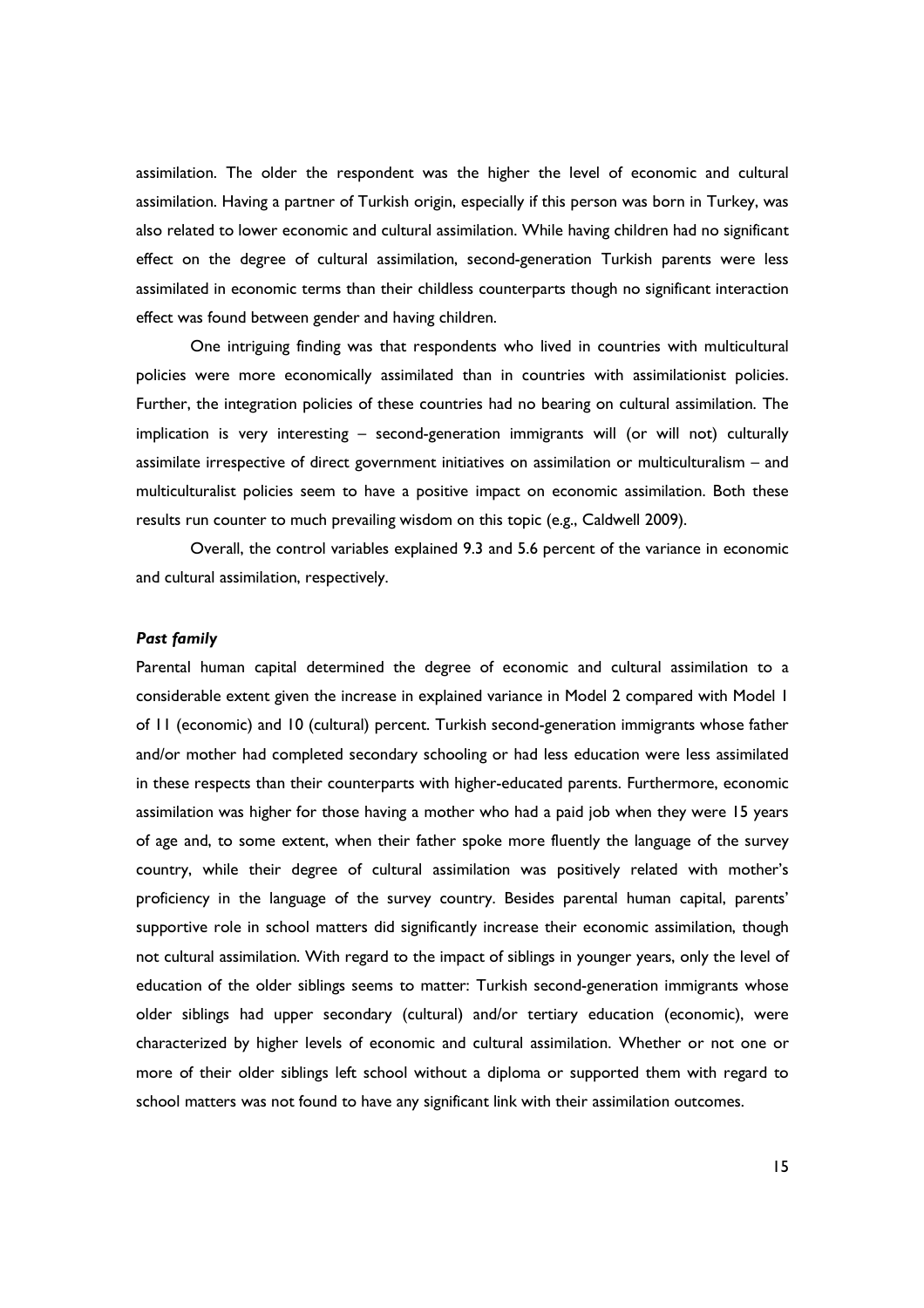assimilation. The older the respondent was the higher the level of economic and cultural assimilation. Having a partner of Turkish origin, especially if this person was born in Turkey, was also related to lower economic and cultural assimilation. While having children had no significant effect on the degree of cultural assimilation, second-generation Turkish parents were less assimilated in economic terms than their childless counterparts though no significant interaction effect was found between gender and having children.

One intriguing finding was that respondents who lived in countries with multicultural policies were more economically assimilated than in countries with assimilationist policies. Further, the integration policies of these countries had no bearing on cultural assimilation. The implication is very interesting – second-generation immigrants will (or will not) culturally assimilate irrespective of direct government initiatives on assimilation or multiculturalism – and multiculturalist policies seem to have a positive impact on economic assimilation. Both these results run counter to much prevailing wisdom on this topic (e.g., Caldwell 2009).

Overall, the control variables explained 9.3 and 5.6 percent of the variance in economic and cultural assimilation, respectively.

***Past family***

Parental human capital determined the degree of economic and cultural assimilation to a considerable extent given the increase in explained variance in Model 2 compared with Model 1 of 11 (economic) and 10 (cultural) percent. Turkish second-generation immigrants whose father and/or mother had completed secondary schooling or had less education were less assimilated in these respects than their counterparts with higher-educated parents. Furthermore, economic assimilation was higher for those having a mother who had a paid job when they were 15 years of age and, to some extent, when their father spoke more fluently the language of the survey country, while their degree of cultural assimilation was positively related with mother's proficiency in the language of the survey country. Besides parental human capital, parents' supportive role in school matters did significantly increase their economic assimilation, though not cultural assimilation. With regard to the impact of siblings in younger years, only the level of education of the older siblings seems to matter: Turkish second-generation immigrants whose older siblings had upper secondary (cultural) and/or tertiary education (economic), were characterized by higher levels of economic and cultural assimilation. Whether or not one or more of their older siblings left school without a diploma or supported them with regard to school matters was not found to have any significant link with their assimilation outcomes.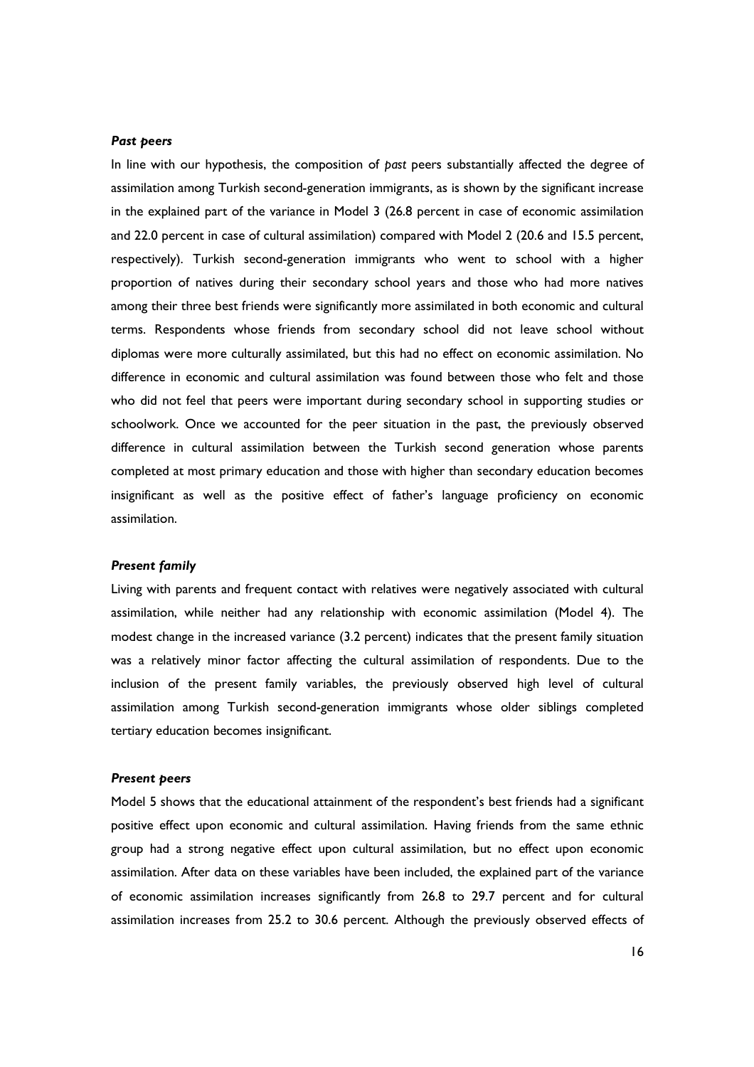### *Past peers*

In line with our hypothesis, the composition of *past* peers substantially affected the degree of assimilation among Turkish second-generation immigrants, as is shown by the significant increase in the explained part of the variance in Model 3 (26.8 percent in case of economic assimilation and 22.0 percent in case of cultural assimilation) compared with Model 2 (20.6 and 15.5 percent, respectively). Turkish second-generation immigrants who went to school with a higher proportion of natives during their secondary school years and those who had more natives among their three best friends were significantly more assimilated in both economic and cultural terms. Respondents whose friends from secondary school did not leave school without diplomas were more culturally assimilated, but this had no effect on economic assimilation. No difference in economic and cultural assimilation was found between those who felt and those who did not feel that peers were important during secondary school in supporting studies or schoolwork. Once we accounted for the peer situation in the past, the previously observed difference in cultural assimilation between the Turkish second generation whose parents completed at most primary education and those with higher than secondary education becomes insignificant as well as the positive effect of father's language proficiency on economic assimilation.

### *Present family*

Living with parents and frequent contact with relatives were negatively associated with cultural assimilation, while neither had any relationship with economic assimilation (Model 4). The modest change in the increased variance (3.2 percent) indicates that the present family situation was a relatively minor factor affecting the cultural assimilation of respondents. Due to the inclusion of the present family variables, the previously observed high level of cultural assimilation among Turkish second-generation immigrants whose older siblings completed tertiary education becomes insignificant.

### *Present peers*

Model 5 shows that the educational attainment of the respondent's best friends had a significant positive effect upon economic and cultural assimilation. Having friends from the same ethnic group had a strong negative effect upon cultural assimilation, but no effect upon economic assimilation. After data on these variables have been included, the explained part of the variance of economic assimilation increases significantly from 26.8 to 29.7 percent and for cultural assimilation increases from 25.2 to 30.6 percent. Although the previously observed effects of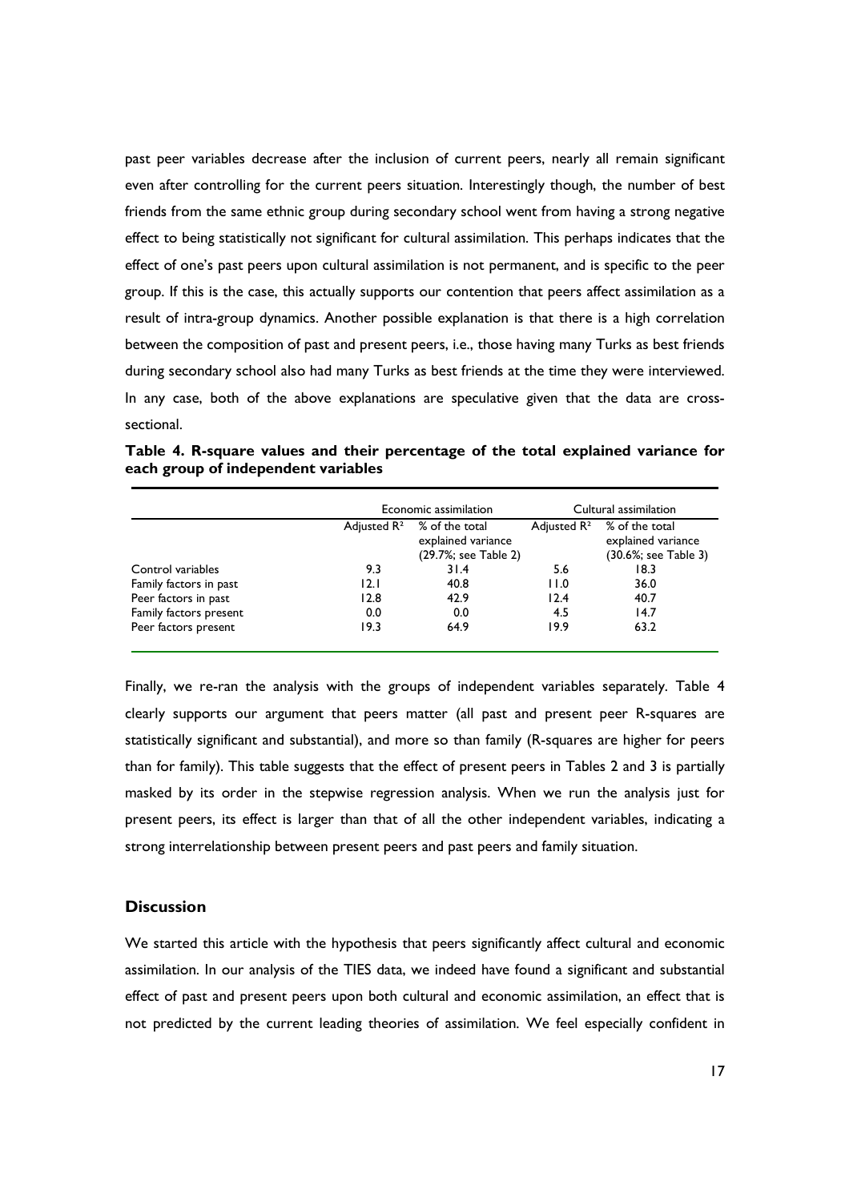past peer variables decrease after the inclusion of current peers, nearly all remain significant even after controlling for the current peers situation. Interestingly though, the number of best friends from the same ethnic group during secondary school went from having a strong negative effect to being statistically not significant for cultural assimilation. This perhaps indicates that the effect of one's past peers upon cultural assimilation is not permanent, and is specific to the peer group. If this is the case, this actually supports our contention that peers affect assimilation as a result of intra-group dynamics. Another possible explanation is that there is a high correlation between the composition of past and present peers, i.e., those having many Turks as best friends during secondary school also had many Turks as best friends at the time they were interviewed. In any case, both of the above explanations are speculative given that the data are cross-sectional.

**Table 4. R-square values and their percentage of the total explained variance for each group of independent variables**

| | Economic assimilation | | Cultural assimilation | |
|---|---|---|---|---|
| | Adjusted $R^2$ | % of the total explained variance (29.7%; see Table 2) | Adjusted $R^2$ | % of the total explained variance (30.6%; see Table 3) |
| Control variables | 9.3 | 31.4 | 5.6 | 18.3 |
| Family factors in past | 12.1 | 40.8 | 11.0 | 36.0 |
| Peer factors in past | 12.8 | 42.9 | 12.4 | 40.7 |
| Family factors present | 0.0 | 0.0 | 4.5 | 14.7 |
| Peer factors present | 19.3 | 64.9 | 19.9 | 63.2 |

Finally, we re-ran the analysis with the groups of independent variables separately. Table 4 clearly supports our argument that peers matter (all past and present peer R-squares are statistically significant and substantial), and more so than family (R-squares are higher for peers than for family). This table suggests that the effect of present peers in Tables 2 and 3 is partially masked by its order in the stepwise regression analysis. When we run the analysis just for present peers, its effect is larger than that of all the other independent variables, indicating a strong interrelationship between present peers and past peers and family situation.

## Discussion

We started this article with the hypothesis that peers significantly affect cultural and economic assimilation. In our analysis of the TIES data, we indeed have found a significant and substantial effect of past and present peers upon both cultural and economic assimilation, an effect that is not predicted by the current leading theories of assimilation. We feel especially confident in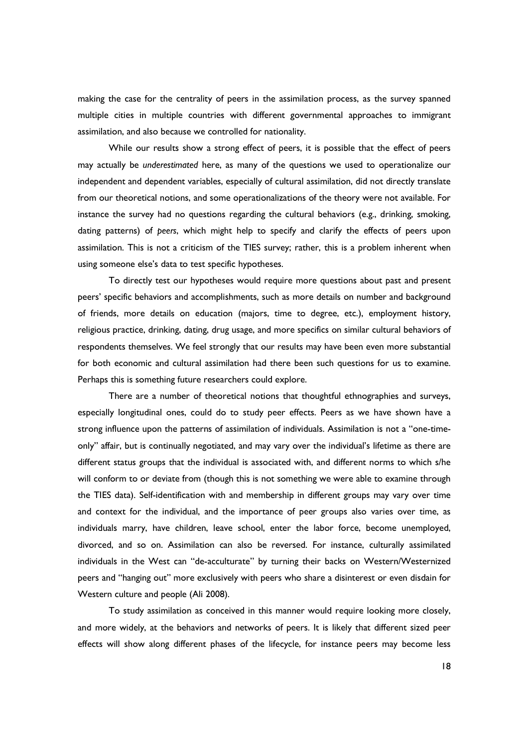making the case for the centrality of peers in the assimilation process, as the survey spanned multiple cities in multiple countries with different governmental approaches to immigrant assimilation, and also because we controlled for nationality.

While our results show a strong effect of peers, it is possible that the effect of peers may actually be *underestimated* here, as many of the questions we used to operationalize our independent and dependent variables, especially of cultural assimilation, did not directly translate from our theoretical notions, and some operationalizations of the theory were not available. For instance the survey had no questions regarding the cultural behaviors (e.g., drinking, smoking, dating patterns) of *peers*, which might help to specify and clarify the effects of peers upon assimilation. This is not a criticism of the TIES survey; rather, this is a problem inherent when using someone else's data to test specific hypotheses.

To directly test our hypotheses would require more questions about past and present peers' specific behaviors and accomplishments, such as more details on number and background of friends, more details on education (majors, time to degree, etc.), employment history, religious practice, drinking, dating, drug usage, and more specifics on similar cultural behaviors of respondents themselves. We feel strongly that our results may have been even more substantial for both economic and cultural assimilation had there been such questions for us to examine. Perhaps this is something future researchers could explore.

There are a number of theoretical notions that thoughtful ethnographies and surveys, especially longitudinal ones, could do to study peer effects. Peers as we have shown have a strong influence upon the patterns of assimilation of individuals. Assimilation is not a "one-time-only" affair, but is continually negotiated, and may vary over the individual's lifetime as there are different status groups that the individual is associated with, and different norms to which s/he will conform to or deviate from (though this is not something we were able to examine through the TIES data). Self-identification with and membership in different groups may vary over time and context for the individual, and the importance of peer groups also varies over time, as individuals marry, have children, leave school, enter the labor force, become unemployed, divorced, and so on. Assimilation can also be reversed. For instance, culturally assimilated individuals in the West can "de-acculturate" by turning their backs on Western/Westernized peers and "hanging out" more exclusively with peers who share a disinterest or even disdain for Western culture and people (Ali 2008).

To study assimilation as conceived in this manner would require looking more closely, and more widely, at the behaviors and networks of peers. It is likely that different sized peer effects will show along different phases of the lifecycle, for instance peers may become less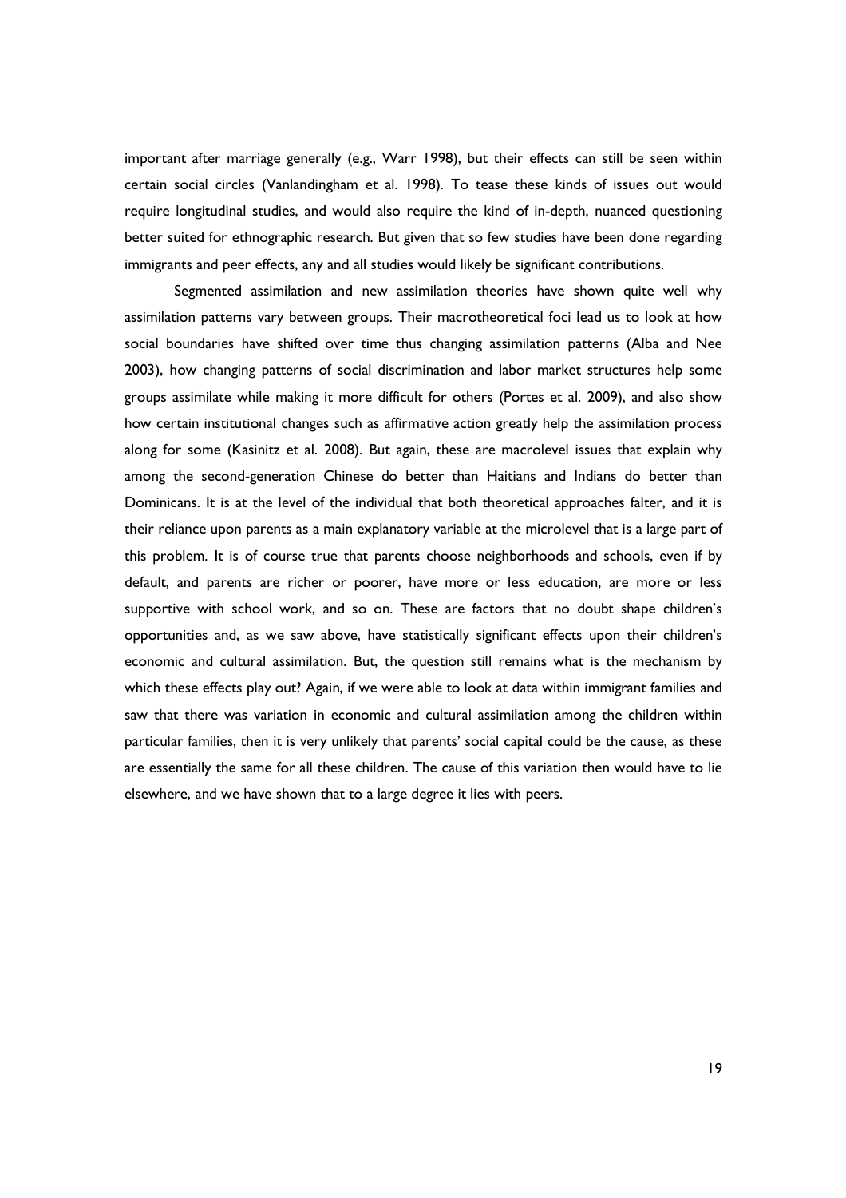important after marriage generally (e.g., Warr 1998), but their effects can still be seen within certain social circles (Vanlandingham et al. 1998). To tease these kinds of issues out would require longitudinal studies, and would also require the kind of in-depth, nuanced questioning better suited for ethnographic research. But given that so few studies have been done regarding immigrants and peer effects, any and all studies would likely be significant contributions.

Segmented assimilation and new assimilation theories have shown quite well why assimilation patterns vary between groups. Their macrotheoretical foci lead us to look at how social boundaries have shifted over time thus changing assimilation patterns (Alba and Nee 2003), how changing patterns of social discrimination and labor market structures help some groups assimilate while making it more difficult for others (Portes et al. 2009), and also show how certain institutional changes such as affirmative action greatly help the assimilation process along for some (Kasinitz et al. 2008). But again, these are macrolevel issues that explain why among the second-generation Chinese do better than Haitians and Indians do better than Dominicans. It is at the level of the individual that both theoretical approaches falter, and it is their reliance upon parents as a main explanatory variable at the microlevel that is a large part of this problem. It is of course true that parents choose neighborhoods and schools, even if by default, and parents are richer or poorer, have more or less education, are more or less supportive with school work, and so on. These are factors that no doubt shape children's opportunities and, as we saw above, have statistically significant effects upon their children's economic and cultural assimilation. But, the question still remains what is the mechanism by which these effects play out? Again, if we were able to look at data within immigrant families and saw that there was variation in economic and cultural assimilation among the children within particular families, then it is very unlikely that parents' social capital could be the cause, as these are essentially the same for all these children. The cause of this variation then would have to lie elsewhere, and we have shown that to a large degree it lies with peers.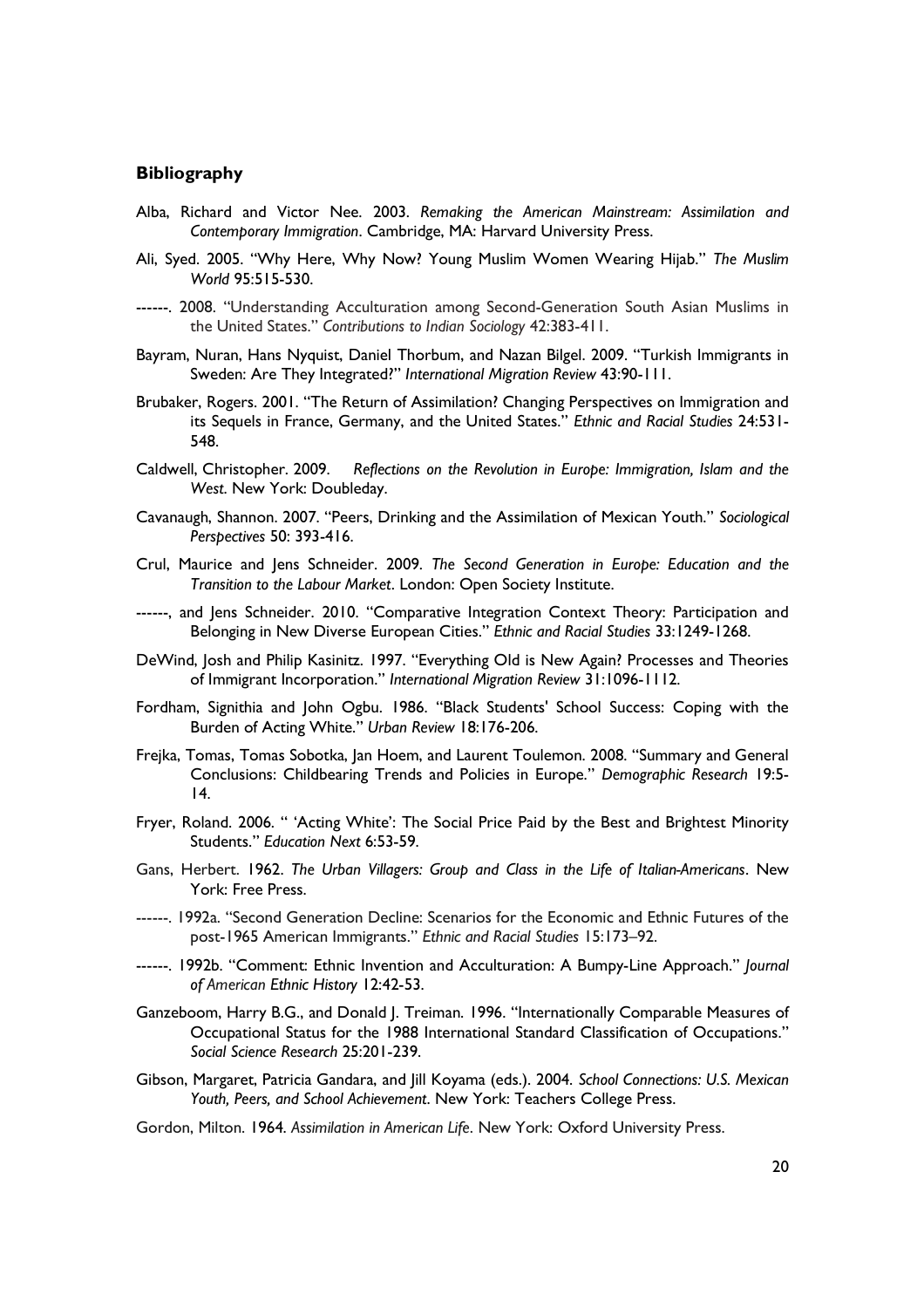## Bibliography

Alba, Richard and Victor Nee. 2003. *Remaking the American Mainstream: Assimilation and Contemporary Immigration*. Cambridge, MA: Harvard University Press.

Ali, Syed. 2005. "Why Here, Why Now? Young Muslim Women Wearing Hijab." *The Muslim World* 95:515-530.

------. 2008. "Understanding Acculturation among Second-Generation South Asian Muslims in the United States." *Contributions to Indian Sociology* 42:383-411.

Bayram, Nuran, Hans Nyquist, Daniel Thorbum, and Nazan Bilgel. 2009. "Turkish Immigrants in Sweden: Are They Integrated?" *International Migration Review* 43:90-111.

Brubaker, Rogers. 2001. "The Return of Assimilation? Changing Perspectives on Immigration and its Sequels in France, Germany, and the United States." *Ethnic and Racial Studies* 24:531-548.

Caldwell, Christopher. 2009. *Reflections on the Revolution in Europe: Immigration, Islam and the West*. New York: Doubleday.

Cavanaugh, Shannon. 2007. "Peers, Drinking and the Assimilation of Mexican Youth." *Sociological Perspectives* 50: 393-416.

Crul, Maurice and Jens Schneider. 2009. *The Second Generation in Europe: Education and the Transition to the Labour Market*. London: Open Society Institute.

------, and Jens Schneider. 2010. "Comparative Integration Context Theory: Participation and Belonging in New Diverse European Cities." *Ethnic and Racial Studies* 33:1249-1268.

DeWind, Josh and Philip Kasinitz. 1997. "Everything Old is New Again? Processes and Theories of Immigrant Incorporation." *International Migration Review* 31:1096-1112.

Fordham, Signithia and John Ogbu. 1986. "Black Students' School Success: Coping with the Burden of Acting White." *Urban Review* 18:176-206.

Frejka, Tomas, Tomas Sobotka, Jan Hoem, and Laurent Toulemon. 2008. "Summary and General Conclusions: Childbearing Trends and Policies in Europe." *Demographic Research* 19:5-14.

Fryer, Roland. 2006. " 'Acting White': The Social Price Paid by the Best and Brightest Minority Students." *Education Next* 6:53-59.

Gans, Herbert. 1962. *The Urban Villagers: Group and Class in the Life of Italian-Americans*. New York: Free Press.

------. 1992a. "Second Generation Decline: Scenarios for the Economic and Ethnic Futures of the post-1965 American Immigrants." *Ethnic and Racial Studies* 15:173–92.

------. 1992b. "Comment: Ethnic Invention and Acculturation: A Bumpy-Line Approach." *Journal of American Ethnic History* 12:42-53.

Ganzeboom, Harry B.G., and Donald J. Treiman. 1996. "Internationally Comparable Measures of Occupational Status for the 1988 International Standard Classification of Occupations." *Social Science Research* 25:201-239.

Gibson, Margaret, Patricia Gandara, and Jill Koyama (eds.). 2004. *School Connections: U.S. Mexican Youth, Peers, and School Achievement*. New York: Teachers College Press.

Gordon, Milton. 1964. *Assimilation in American Life*. New York: Oxford University Press.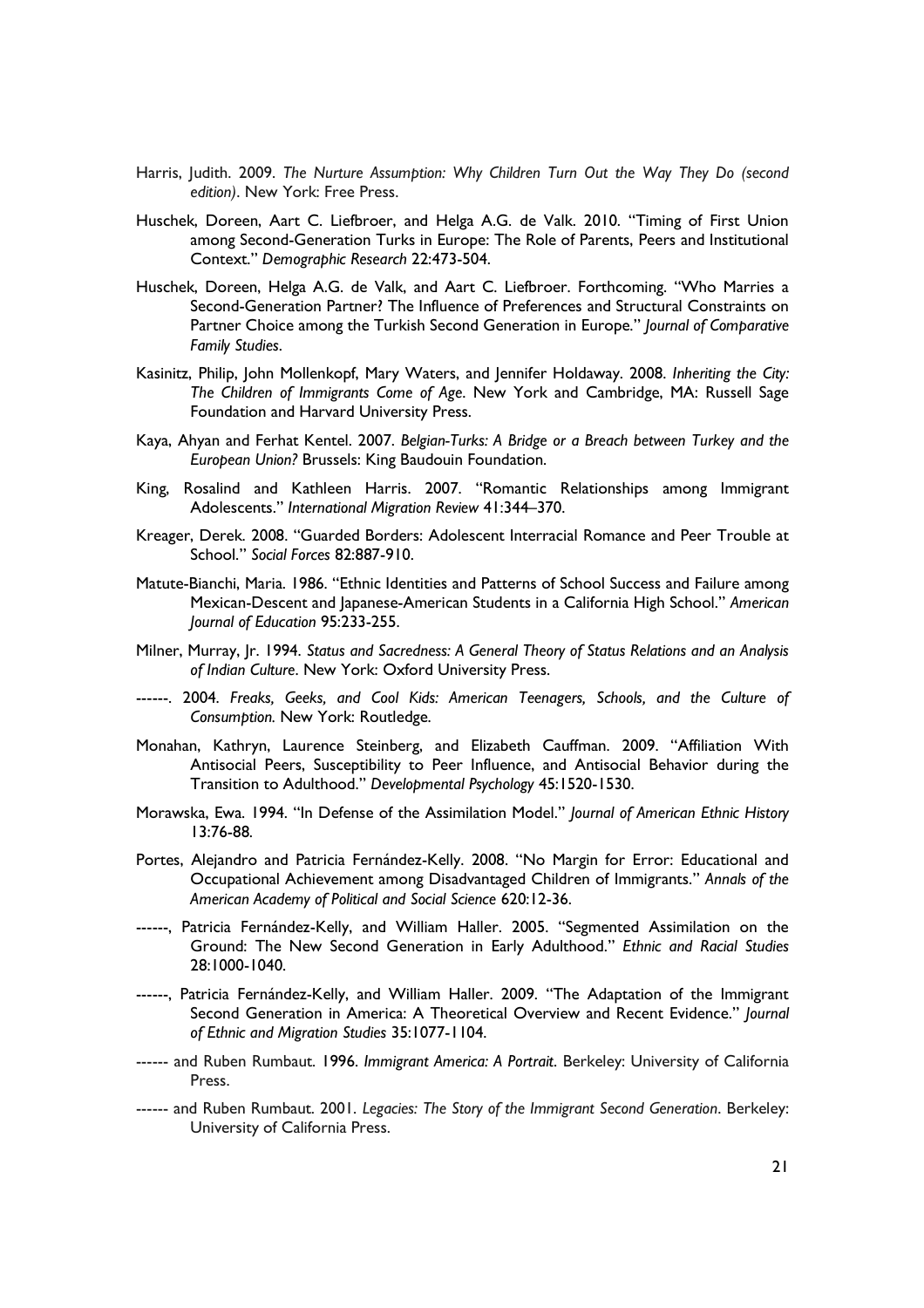Harris, Judith. 2009. *The Nurture Assumption: Why Children Turn Out the Way They Do (second edition)*. New York: Free Press.

Huschek, Doreen, Aart C. Liefbroer, and Helga A.G. de Valk. 2010. "Timing of First Union among Second-Generation Turks in Europe: The Role of Parents, Peers and Institutional Context." *Demographic Research* 22:473-504.

Huschek, Doreen, Helga A.G. de Valk, and Aart C. Liefbroer. Forthcoming. "Who Marries a Second-Generation Partner? The Influence of Preferences and Structural Constraints on Partner Choice among the Turkish Second Generation in Europe." *Journal of Comparative Family Studies*.

Kasinitz, Philip, John Mollenkopf, Mary Waters, and Jennifer Holdaway. 2008. *Inheriting the City: The Children of Immigrants Come of Age*. New York and Cambridge, MA: Russell Sage Foundation and Harvard University Press.

Kaya, Ahyan and Ferhat Kentel. 2007. *Belgian-Turks: A Bridge or a Breach between Turkey and the European Union?* Brussels: King Baudouin Foundation.

King, Rosalind and Kathleen Harris. 2007. "Romantic Relationships among Immigrant Adolescents." *International Migration Review* 41:344–370.

Kreager, Derek. 2008. "Guarded Borders: Adolescent Interracial Romance and Peer Trouble at School." *Social Forces* 82:887-910.

Matute-Bianchi, Maria. 1986. "Ethnic Identities and Patterns of School Success and Failure among Mexican-Descent and Japanese-American Students in a California High School." *American Journal of Education* 95:233-255.

Milner, Murray, Jr. 1994. *Status and Sacredness: A General Theory of Status Relations and an Analysis of Indian Culture*. New York: Oxford University Press.

------. 2004. *Freaks, Geeks, and Cool Kids: American Teenagers, Schools, and the Culture of Consumption.* New York: Routledge.

Monahan, Kathryn, Laurence Steinberg, and Elizabeth Cauffman. 2009. "Affiliation With Antisocial Peers, Susceptibility to Peer Influence, and Antisocial Behavior during the Transition to Adulthood." *Developmental Psychology* 45:1520-1530.

Morawska, Ewa. 1994. "In Defense of the Assimilation Model." *Journal of American Ethnic History* 13:76-88.

Portes, Alejandro and Patricia Fernández-Kelly. 2008. "No Margin for Error: Educational and Occupational Achievement among Disadvantaged Children of Immigrants." *Annals of the American Academy of Political and Social Science* 620:12-36.

------, Patricia Fernández-Kelly, and William Haller. 2005. "Segmented Assimilation on the Ground: The New Second Generation in Early Adulthood." *Ethnic and Racial Studies* 28:1000-1040.

------, Patricia Fernández-Kelly, and William Haller. 2009. "The Adaptation of the Immigrant Second Generation in America: A Theoretical Overview and Recent Evidence." *Journal of Ethnic and Migration Studies* 35:1077-1104.

------ and Ruben Rumbaut. 1996. *Immigrant America: A Portrait*. Berkeley: University of California Press.

------ and Ruben Rumbaut. 2001. *Legacies: The Story of the Immigrant Second Generation*. Berkeley: University of California Press.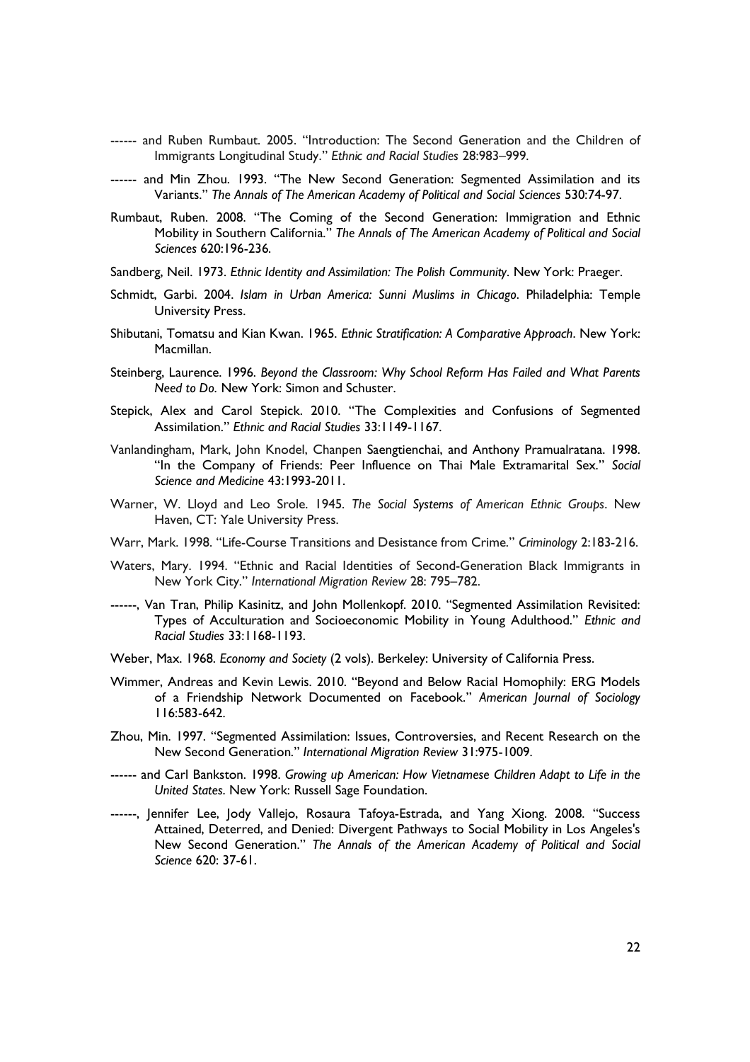------ and Ruben Rumbaut. 2005. "Introduction: The Second Generation and the Children of Immigrants Longitudinal Study." *Ethnic and Racial Studies* 28:983–999.

------ and Min Zhou. 1993. "The New Second Generation: Segmented Assimilation and its Variants." *The Annals of The American Academy of Political and Social Sciences* 530:74-97.

Rumbaut, Ruben. 2008. "The Coming of the Second Generation: Immigration and Ethnic Mobility in Southern California." *The Annals of The American Academy of Political and Social Sciences* 620:196-236.

Sandberg, Neil. 1973. *Ethnic Identity and Assimilation: The Polish Community*. New York: Praeger.

Schmidt, Garbi. 2004. *Islam in Urban America: Sunni Muslims in Chicago*. Philadelphia: Temple University Press.

Shibutani, Tomatsu and Kian Kwan. 1965. *Ethnic Stratification: A Comparative Approach*. New York: Macmillan.

Steinberg, Laurence. 1996. *Beyond the Classroom: Why School Reform Has Failed and What Parents Need to Do*. New York: Simon and Schuster.

Stepick, Alex and Carol Stepick. 2010. "The Complexities and Confusions of Segmented Assimilation." *Ethnic and Racial Studies* 33:1149-1167.

Vanlandingham, Mark, John Knodel, Chanpen Saengtienchai, and Anthony Pramualratana. 1998. "In the Company of Friends: Peer Influence on Thai Male Extramarital Sex." *Social Science and Medicine* 43:1993-2011.

Warner, W. Lloyd and Leo Srole. 1945. *The Social Systems of American Ethnic Groups*. New Haven, CT: Yale University Press.

Warr, Mark. 1998. "Life-Course Transitions and Desistance from Crime." *Criminology* 2:183-216.

Waters, Mary. 1994. "Ethnic and Racial Identities of Second-Generation Black Immigrants in New York City." *International Migration Review* 28: 795–782.

------, Van Tran, Philip Kasinitz, and John Mollenkopf. 2010. "Segmented Assimilation Revisited: Types of Acculturation and Socioeconomic Mobility in Young Adulthood." *Ethnic and Racial Studies* 33:1168-1193.

Weber, Max. 1968. *Economy and Society* (2 vols). Berkeley: University of California Press.

Wimmer, Andreas and Kevin Lewis. 2010. "Beyond and Below Racial Homophily: ERG Models of a Friendship Network Documented on Facebook." *American Journal of Sociology* 116:583-642.

Zhou, Min. 1997. "Segmented Assimilation: Issues, Controversies, and Recent Research on the New Second Generation." *International Migration Review* 31:975-1009.

------ and Carl Bankston. 1998. *Growing up American: How Vietnamese Children Adapt to Life in the United States*. New York: Russell Sage Foundation.

------, Jennifer Lee, Jody Vallejo, Rosaura Tafoya-Estrada, and Yang Xiong. 2008. "Success Attained, Deterred, and Denied: Divergent Pathways to Social Mobility in Los Angeles's New Second Generation." *The Annals of the American Academy of Political and Social Science* 620: 37-61.